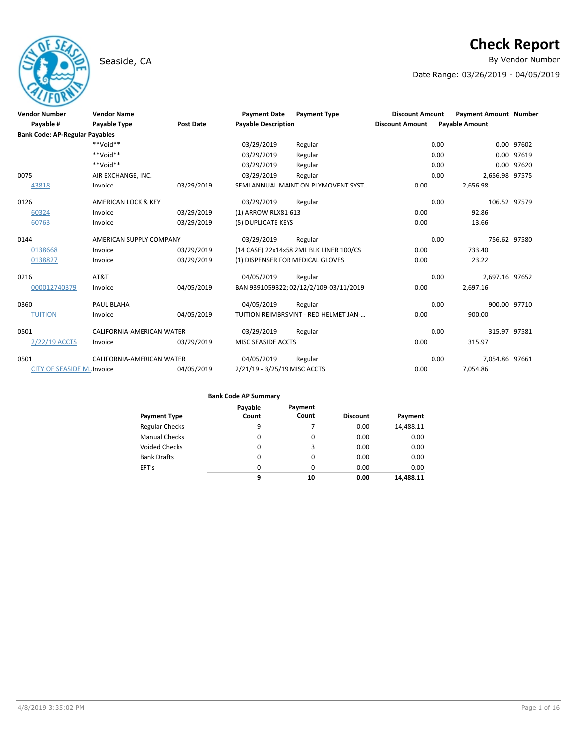# Check Report

Seaside, CA

By Vendor Number

Date Range: 03/26/2019 - 04/05/2019

| Vendor Number | Vendor Name | | Payment Date | Payment Type | Discount Amount | Payment Amount | Number |
|---|---|---|---|---|---|---|---|
| Payable # | Payable Type | Post Date | Payable Description | | Discount Amount | Payable Amount | |
| **Bank Code: AP-Regular Payables** | | | | | | | |
| | **Void** | | 03/29/2019 | Regular | 0.00 | 0.00 | 97602 |
| | **Void** | | 03/29/2019 | Regular | 0.00 | 0.00 | 97619 |
| | **Void** | | 03/29/2019 | Regular | 0.00 | 0.00 | 97620 |
| 0075 | AIR EXCHANGE, INC. | | 03/29/2019 | Regular | 0.00 | 2,656.98 | 97575 |
| 43818 | Invoice | 03/29/2019 | SEMI ANNUAL MAINT ON PLYMOVENT SYST… | | 0.00 | 2,656.98 | |
| 0126 | AMERICAN LOCK & KEY | | 03/29/2019 | Regular | 0.00 | 106.52 | 97579 |
| 60324 | Invoice | 03/29/2019 | (1) ARROW RLX81-613 | | 0.00 | 92.86 | |
| 60763 | Invoice | 03/29/2019 | (5) DUPLICATE KEYS | | 0.00 | 13.66 | |
| 0144 | AMERICAN SUPPLY COMPANY | | 03/29/2019 | Regular | 0.00 | 756.62 | 97580 |
| 0138668 | Invoice | 03/29/2019 | (14 CASE) 22x14x58 2ML BLK LINER 100/CS | | 0.00 | 733.40 | |
| 0138827 | Invoice | 03/29/2019 | (1) DISPENSER FOR MEDICAL GLOVES | | 0.00 | 23.22 | |
| 0216 | AT&T | | 04/05/2019 | Regular | 0.00 | 2,697.16 | 97652 |
| 000012740379 | Invoice | 04/05/2019 | BAN 9391059322; 02/12/2/109-03/11/2019 | | 0.00 | 2,697.16 | |
| 0360 | PAUL BLAHA | | 04/05/2019 | Regular | 0.00 | 900.00 | 97710 |
| TUITION | Invoice | 04/05/2019 | TUITION REIMBRSMNT - RED HELMET JAN-… | | 0.00 | 900.00 | |
| 0501 | CALIFORNIA-AMERICAN WATER | | 03/29/2019 | Regular | 0.00 | 315.97 | 97581 |
| 2/22/19 ACCTS | Invoice | 03/29/2019 | MISC SEASIDE ACCTS | | 0.00 | 315.97 | |
| 0501 | CALIFORNIA-AMERICAN WATER | | 04/05/2019 | Regular | 0.00 | 7,054.86 | 97661 |
| CITY OF SEASIDE M… | Invoice | 04/05/2019 | 2/21/19 - 3/25/19 MISC ACCTS | | 0.00 | 7,054.86 | |

**Bank Code AP Summary**

| Payment Type | Payable Count | Payment Count | Discount | Payment |
|---|---|---|---|---|
| Regular Checks | 9 | 7 | 0.00 | 14,488.11 |
| Manual Checks | 0 | 0 | 0.00 | 0.00 |
| Voided Checks | 0 | 3 | 0.00 | 0.00 |
| Bank Drafts | 0 | 0 | 0.00 | 0.00 |
| EFT's | 0 | 0 | 0.00 | 0.00 |
| | **9** | **10** | **0.00** | **14,488.11** |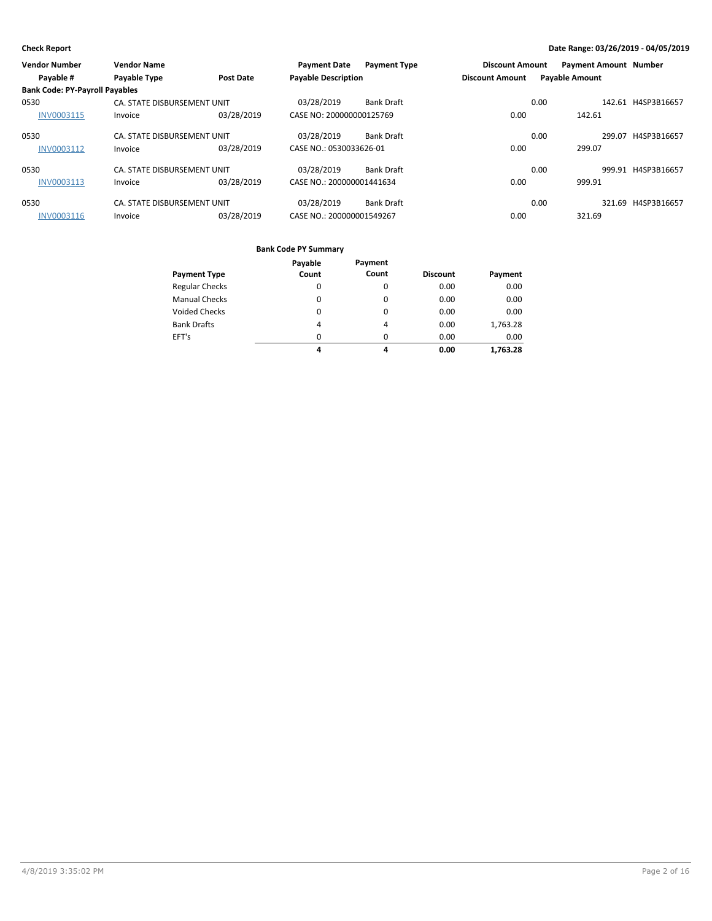**Check Report**

**Date Range: 03/26/2019 - 04/05/2019**

| Vendor Number / Payable # | Vendor Name / Payable Type | Post Date | Payment Date / Payable Description | Payment Type | Discount Amount / Discount Amount | Payment Amount / Payable Amount | Number |
|---|---|---|---|---|---|---|---|
| **Bank Code: PY-Payroll Payables** | | | | | | | |
| 0530 | CA. STATE DISBURSEMENT UNIT | | 03/28/2019 | Bank Draft | 0.00 | 142.61 | H4SP3B16657 |
| INV0003115 | Invoice | 03/28/2019 | CASE NO: 200000000125769 | | 0.00 | 142.61 | |
| 0530 | CA. STATE DISBURSEMENT UNIT | | 03/28/2019 | Bank Draft | 0.00 | 299.07 | H4SP3B16657 |
| INV0003112 | Invoice | 03/28/2019 | CASE NO.: 0530033626-01 | | 0.00 | 299.07 | |
| 0530 | CA. STATE DISBURSEMENT UNIT | | 03/28/2019 | Bank Draft | 0.00 | 999.91 | H4SP3B16657 |
| INV0003113 | Invoice | 03/28/2019 | CASE NO.: 200000001441634 | | 0.00 | 999.91 | |
| 0530 | CA. STATE DISBURSEMENT UNIT | | 03/28/2019 | Bank Draft | 0.00 | 321.69 | H4SP3B16657 |
| INV0003116 | Invoice | 03/28/2019 | CASE NO.: 200000001549267 | | 0.00 | 321.69 | |

**Bank Code PY Summary**

| Payment Type | Payable Count | Payment Count | Discount | Payment |
|---|---|---|---|---|
| Regular Checks | 0 | 0 | 0.00 | 0.00 |
| Manual Checks | 0 | 0 | 0.00 | 0.00 |
| Voided Checks | 0 | 0 | 0.00 | 0.00 |
| Bank Drafts | 4 | 4 | 0.00 | 1,763.28 |
| EFT's | 0 | 0 | 0.00 | 0.00 |
| | **4** | **4** | **0.00** | **1,763.28** |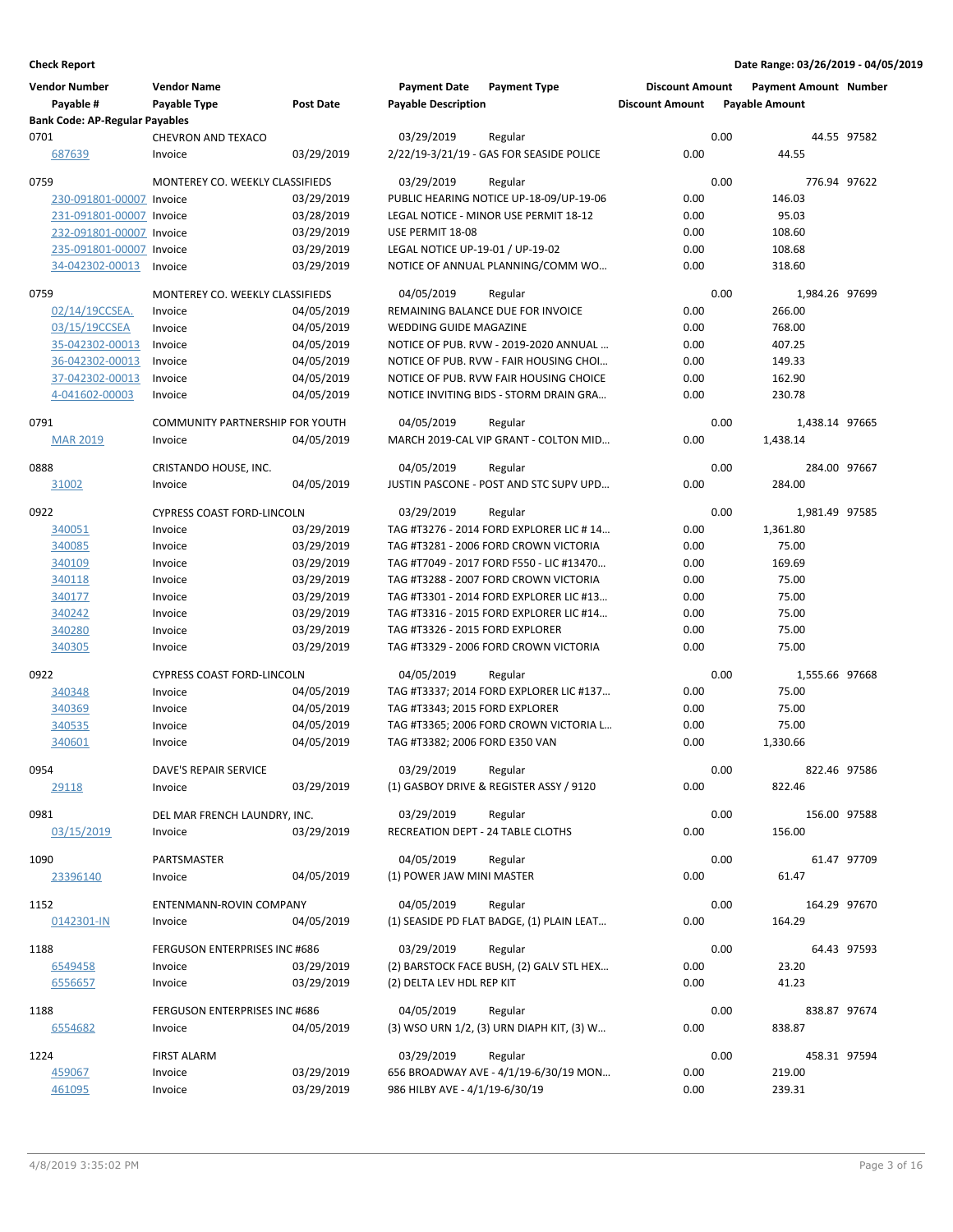**Check Report** **Date Range: 03/26/2019 - 04/05/2019**

| Vendor Number | Vendor Name | | Payment Date | Payment Type | Discount Amount | Payment Amount | Number |
|---|---|---|---|---|---|---|---|
| Payable # | Payable Type | Post Date | Payable Description | | Discount Amount | Payable Amount | |
| **Bank Code: AP-Regular Payables** | | | | | | | |
| 0701 | CHEVRON AND TEXACO | | 03/29/2019 | Regular | 0.00 | 44.55 | 97582 |
| 687639 | Invoice | 03/29/2019 | 2/22/19-3/21/19 - GAS FOR SEASIDE POLICE | | 0.00 | 44.55 | |
| 0759 | MONTEREY CO. WEEKLY CLASSIFIEDS | | 03/29/2019 | Regular | 0.00 | 776.94 | 97622 |
| 230-091801-00007 | Invoice | 03/29/2019 | PUBLIC HEARING NOTICE UP-18-09/UP-19-06 | | 0.00 | 146.03 | |
| 231-091801-00007 | Invoice | 03/28/2019 | LEGAL NOTICE - MINOR USE PERMIT 18-12 | | 0.00 | 95.03 | |
| 232-091801-00007 | Invoice | 03/29/2019 | USE PERMIT 18-08 | | 0.00 | 108.60 | |
| 235-091801-00007 | Invoice | 03/29/2019 | LEGAL NOTICE UP-19-01 / UP-19-02 | | 0.00 | 108.68 | |
| 34-042302-00013 | Invoice | 03/29/2019 | NOTICE OF ANNUAL PLANNING/COMM WO… | | 0.00 | 318.60 | |
| 0759 | MONTEREY CO. WEEKLY CLASSIFIEDS | | 04/05/2019 | Regular | 0.00 | 1,984.26 | 97699 |
| 02/14/19CCSEA. | Invoice | 04/05/2019 | REMAINING BALANCE DUE FOR INVOICE | | 0.00 | 266.00 | |
| 03/15/19CCSEA | Invoice | 04/05/2019 | WEDDING GUIDE MAGAZINE | | 0.00 | 768.00 | |
| 35-042302-00013 | Invoice | 04/05/2019 | NOTICE OF PUB. RVW - 2019-2020 ANNUAL … | | 0.00 | 407.25 | |
| 36-042302-00013 | Invoice | 04/05/2019 | NOTICE OF PUB. RVW - FAIR HOUSING CHOI… | | 0.00 | 149.33 | |
| 37-042302-00013 | Invoice | 04/05/2019 | NOTICE OF PUB. RVW FAIR HOUSING CHOICE | | 0.00 | 162.90 | |
| 4-041602-00003 | Invoice | 04/05/2019 | NOTICE INVITING BIDS - STORM DRAIN GRA… | | 0.00 | 230.78 | |
| 0791 | COMMUNITY PARTNERSHIP FOR YOUTH | | 04/05/2019 | Regular | 0.00 | 1,438.14 | 97665 |
| MAR 2019 | Invoice | 04/05/2019 | MARCH 2019-CAL VIP GRANT - COLTON MID… | | 0.00 | 1,438.14 | |
| 0888 | CRISTANDO HOUSE, INC. | | 04/05/2019 | Regular | 0.00 | 284.00 | 97667 |
| 31002 | Invoice | 04/05/2019 | JUSTIN PASCONE - POST AND STC SUPV UPD… | | 0.00 | 284.00 | |
| 0922 | CYPRESS COAST FORD-LINCOLN | | 03/29/2019 | Regular | 0.00 | 1,981.49 | 97585 |
| 340051 | Invoice | 03/29/2019 | TAG #T3276 - 2014 FORD EXPLORER LIC # 14… | | 0.00 | 1,361.80 | |
| 340085 | Invoice | 03/29/2019 | TAG #T3281 - 2006 FORD CROWN VICTORIA | | 0.00 | 75.00 | |
| 340109 | Invoice | 03/29/2019 | TAG #T7049 - 2017 FORD F550 - LIC #13470… | | 0.00 | 169.69 | |
| 340118 | Invoice | 03/29/2019 | TAG #T3288 - 2007 FORD CROWN VICTORIA | | 0.00 | 75.00 | |
| 340177 | Invoice | 03/29/2019 | TAG #T3301 - 2014 FORD EXPLORER LIC #13… | | 0.00 | 75.00 | |
| 340242 | Invoice | 03/29/2019 | TAG #T3316 - 2015 FORD EXPLORER LIC #14… | | 0.00 | 75.00 | |
| 340280 | Invoice | 03/29/2019 | TAG #T3326 - 2015 FORD EXPLORER | | 0.00 | 75.00 | |
| 340305 | Invoice | 03/29/2019 | TAG #T3329 - 2006 FORD CROWN VICTORIA | | 0.00 | 75.00 | |
| 0922 | CYPRESS COAST FORD-LINCOLN | | 04/05/2019 | Regular | 0.00 | 1,555.66 | 97668 |
| 340348 | Invoice | 04/05/2019 | TAG #T3337; 2014 FORD EXPLORER LIC #137… | | 0.00 | 75.00 | |
| 340369 | Invoice | 04/05/2019 | TAG #T3343; 2015 FORD EXPLORER | | 0.00 | 75.00 | |
| 340535 | Invoice | 04/05/2019 | TAG #T3365; 2006 FORD CROWN VICTORIA L… | | 0.00 | 75.00 | |
| 340601 | Invoice | 04/05/2019 | TAG #T3382; 2006 FORD E350 VAN | | 0.00 | 1,330.66 | |
| 0954 | DAVE'S REPAIR SERVICE | | 03/29/2019 | Regular | 0.00 | 822.46 | 97586 |
| 29118 | Invoice | 03/29/2019 | (1) GASBOY DRIVE & REGISTER ASSY / 9120 | | 0.00 | 822.46 | |
| 0981 | DEL MAR FRENCH LAUNDRY, INC. | | 03/29/2019 | Regular | 0.00 | 156.00 | 97588 |
| 03/15/2019 | Invoice | 03/29/2019 | RECREATION DEPT - 24 TABLE CLOTHS | | 0.00 | 156.00 | |
| 1090 | PARTSMASTER | | 04/05/2019 | Regular | 0.00 | 61.47 | 97709 |
| 23396140 | Invoice | 04/05/2019 | (1) POWER JAW MINI MASTER | | 0.00 | 61.47 | |
| 1152 | ENTENMANN-ROVIN COMPANY | | 04/05/2019 | Regular | 0.00 | 164.29 | 97670 |
| 0142301-IN | Invoice | 04/05/2019 | (1) SEASIDE PD FLAT BADGE, (1) PLAIN LEAT… | | 0.00 | 164.29 | |
| 1188 | FERGUSON ENTERPRISES INC #686 | | 03/29/2019 | Regular | 0.00 | 64.43 | 97593 |
| 6549458 | Invoice | 03/29/2019 | (2) BARSTOCK FACE BUSH, (2) GALV STL HEX… | | 0.00 | 23.20 | |
| 6556657 | Invoice | 03/29/2019 | (2) DELTA LEV HDL REP KIT | | 0.00 | 41.23 | |
| 1188 | FERGUSON ENTERPRISES INC #686 | | 04/05/2019 | Regular | 0.00 | 838.87 | 97674 |
| 6554682 | Invoice | 04/05/2019 | (3) WSO URN 1/2, (3) URN DIAPH KIT, (3) W… | | 0.00 | 838.87 | |
| 1224 | FIRST ALARM | | 03/29/2019 | Regular | 0.00 | 458.31 | 97594 |
| 459067 | Invoice | 03/29/2019 | 656 BROADWAY AVE - 4/1/19-6/30/19 MON… | | 0.00 | 219.00 | |
| 461095 | Invoice | 03/29/2019 | 986 HILBY AVE - 4/1/19-6/30/19 | | 0.00 | 239.31 | |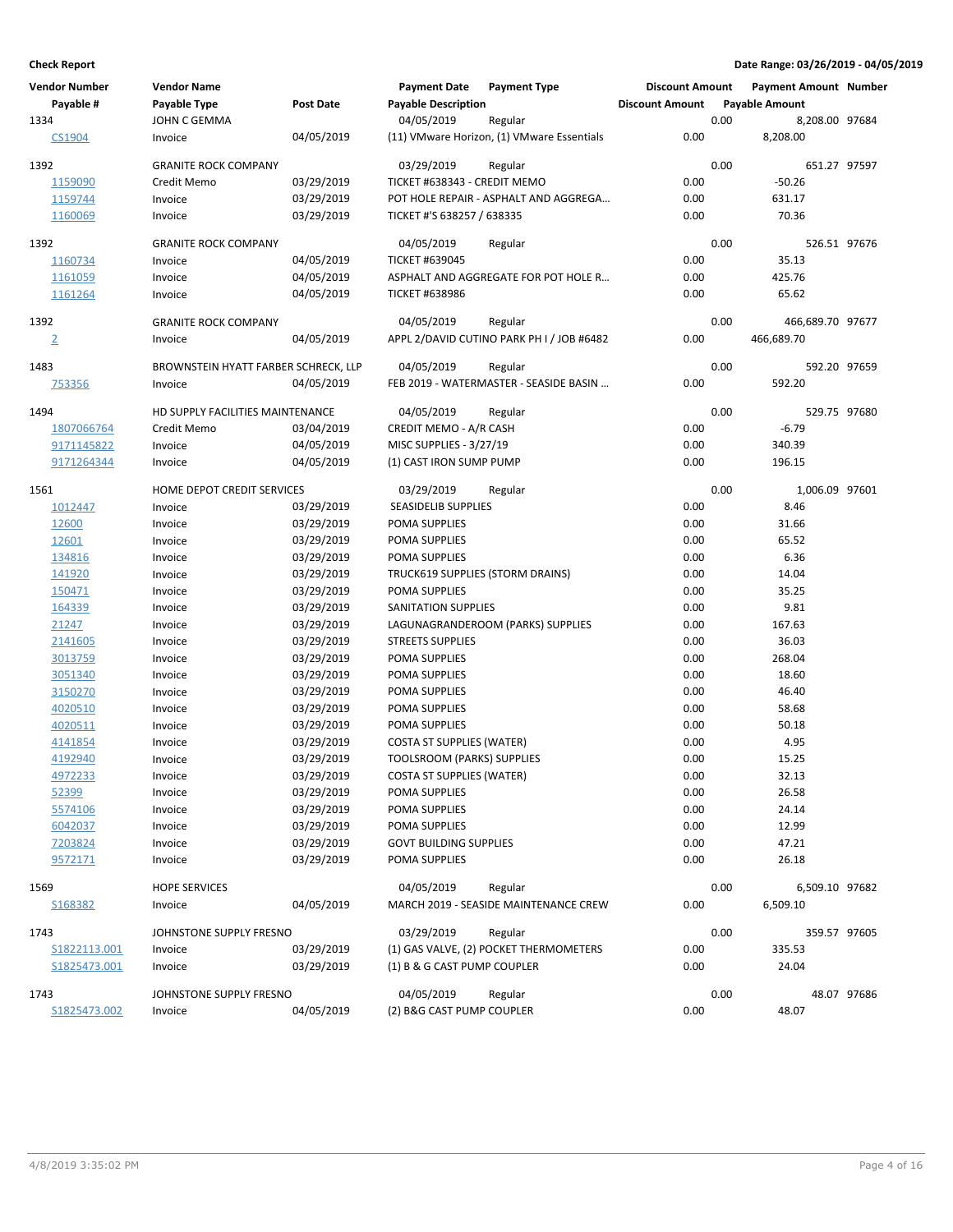**Check Report** **Date Range: 03/26/2019 - 04/05/2019**

| Vendor Number | Vendor Name | | Payment Date | Payment Type | Discount Amount | Payment Amount | Number |
|---|---|---|---|---|---|---|---|
| Payable # | Payable Type | Post Date | Payable Description | | Discount Amount | Payable Amount | |
| 1334 | JOHN C GEMMA | | 04/05/2019 | Regular | 0.00 | 8,208.00 | 97684 |
| CS1904 | Invoice | 04/05/2019 | (11) VMware Horizon, (1) VMware Essentials | | 0.00 | 8,208.00 | |
| 1392 | GRANITE ROCK COMPANY | | 03/29/2019 | Regular | 0.00 | 651.27 | 97597 |
| 1159090 | Credit Memo | 03/29/2019 | TICKET #638343 - CREDIT MEMO | | 0.00 | -50.26 | |
| 1159744 | Invoice | 03/29/2019 | POT HOLE REPAIR - ASPHALT AND AGGREGA… | | 0.00 | 631.17 | |
| 1160069 | Invoice | 03/29/2019 | TICKET #'S 638257 / 638335 | | 0.00 | 70.36 | |
| 1392 | GRANITE ROCK COMPANY | | 04/05/2019 | Regular | 0.00 | 526.51 | 97676 |
| 1160734 | Invoice | 04/05/2019 | TICKET #639045 | | 0.00 | 35.13 | |
| 1161059 | Invoice | 04/05/2019 | ASPHALT AND AGGREGATE FOR POT HOLE R… | | 0.00 | 425.76 | |
| 1161264 | Invoice | 04/05/2019 | TICKET #638986 | | 0.00 | 65.62 | |
| 1392 | GRANITE ROCK COMPANY | | 04/05/2019 | Regular | 0.00 | 466,689.70 | 97677 |
| 2 | Invoice | 04/05/2019 | APPL 2/DAVID CUTINO PARK PH I / JOB #6482 | | 0.00 | 466,689.70 | |
| 1483 | BROWNSTEIN HYATT FARBER SCHRECK, LLP | | 04/05/2019 | Regular | 0.00 | 592.20 | 97659 |
| 753356 | Invoice | 04/05/2019 | FEB 2019 - WATERMASTER - SEASIDE BASIN … | | 0.00 | 592.20 | |
| 1494 | HD SUPPLY FACILITIES MAINTENANCE | | 04/05/2019 | Regular | 0.00 | 529.75 | 97680 |
| 1807066764 | Credit Memo | 03/04/2019 | CREDIT MEMO - A/R CASH | | 0.00 | -6.79 | |
| 9171145822 | Invoice | 04/05/2019 | MISC SUPPLIES - 3/27/19 | | 0.00 | 340.39 | |
| 9171264344 | Invoice | 04/05/2019 | (1) CAST IRON SUMP PUMP | | 0.00 | 196.15 | |
| 1561 | HOME DEPOT CREDIT SERVICES | | 03/29/2019 | Regular | 0.00 | 1,006.09 | 97601 |
| 1012447 | Invoice | 03/29/2019 | SEASIDELIB SUPPLIES | | 0.00 | 8.46 | |
| 12600 | Invoice | 03/29/2019 | POMA SUPPLIES | | 0.00 | 31.66 | |
| 12601 | Invoice | 03/29/2019 | POMA SUPPLIES | | 0.00 | 65.52 | |
| 134816 | Invoice | 03/29/2019 | POMA SUPPLIES | | 0.00 | 6.36 | |
| 141920 | Invoice | 03/29/2019 | TRUCK619 SUPPLIES (STORM DRAINS) | | 0.00 | 14.04 | |
| 150471 | Invoice | 03/29/2019 | POMA SUPPLIES | | 0.00 | 35.25 | |
| 164339 | Invoice | 03/29/2019 | SANITATION SUPPLIES | | 0.00 | 9.81 | |
| 21247 | Invoice | 03/29/2019 | LAGUNAGRANDEROOM (PARKS) SUPPLIES | | 0.00 | 167.63 | |
| 2141605 | Invoice | 03/29/2019 | STREETS SUPPLIES | | 0.00 | 36.03 | |
| 3013759 | Invoice | 03/29/2019 | POMA SUPPLIES | | 0.00 | 268.04 | |
| 3051340 | Invoice | 03/29/2019 | POMA SUPPLIES | | 0.00 | 18.60 | |
| 3150270 | Invoice | 03/29/2019 | POMA SUPPLIES | | 0.00 | 46.40 | |
| 4020510 | Invoice | 03/29/2019 | POMA SUPPLIES | | 0.00 | 58.68 | |
| 4020511 | Invoice | 03/29/2019 | POMA SUPPLIES | | 0.00 | 50.18 | |
| 4141854 | Invoice | 03/29/2019 | COSTA ST SUPPLIES (WATER) | | 0.00 | 4.95 | |
| 4192940 | Invoice | 03/29/2019 | TOOLSROOM (PARKS) SUPPLIES | | 0.00 | 15.25 | |
| 4972233 | Invoice | 03/29/2019 | COSTA ST SUPPLIES (WATER) | | 0.00 | 32.13 | |
| 52399 | Invoice | 03/29/2019 | POMA SUPPLIES | | 0.00 | 26.58 | |
| 5574106 | Invoice | 03/29/2019 | POMA SUPPLIES | | 0.00 | 24.14 | |
| 6042037 | Invoice | 03/29/2019 | POMA SUPPLIES | | 0.00 | 12.99 | |
| 7203824 | Invoice | 03/29/2019 | GOVT BUILDING SUPPLIES | | 0.00 | 47.21 | |
| 9572171 | Invoice | 03/29/2019 | POMA SUPPLIES | | 0.00 | 26.18 | |
| 1569 | HOPE SERVICES | | 04/05/2019 | Regular | 0.00 | 6,509.10 | 97682 |
| S168382 | Invoice | 04/05/2019 | MARCH 2019 - SEASIDE MAINTENANCE CREW | | 0.00 | 6,509.10 | |
| 1743 | JOHNSTONE SUPPLY FRESNO | | 03/29/2019 | Regular | 0.00 | 359.57 | 97605 |
| S1822113.001 | Invoice | 03/29/2019 | (1) GAS VALVE, (2) POCKET THERMOMETERS | | 0.00 | 335.53 | |
| S1825473.001 | Invoice | 03/29/2019 | (1) B & G CAST PUMP COUPLER | | 0.00 | 24.04 | |
| 1743 | JOHNSTONE SUPPLY FRESNO | | 04/05/2019 | Regular | 0.00 | 48.07 | 97686 |
| S1825473.002 | Invoice | 04/05/2019 | (2) B&G CAST PUMP COUPLER | | 0.00 | 48.07 | |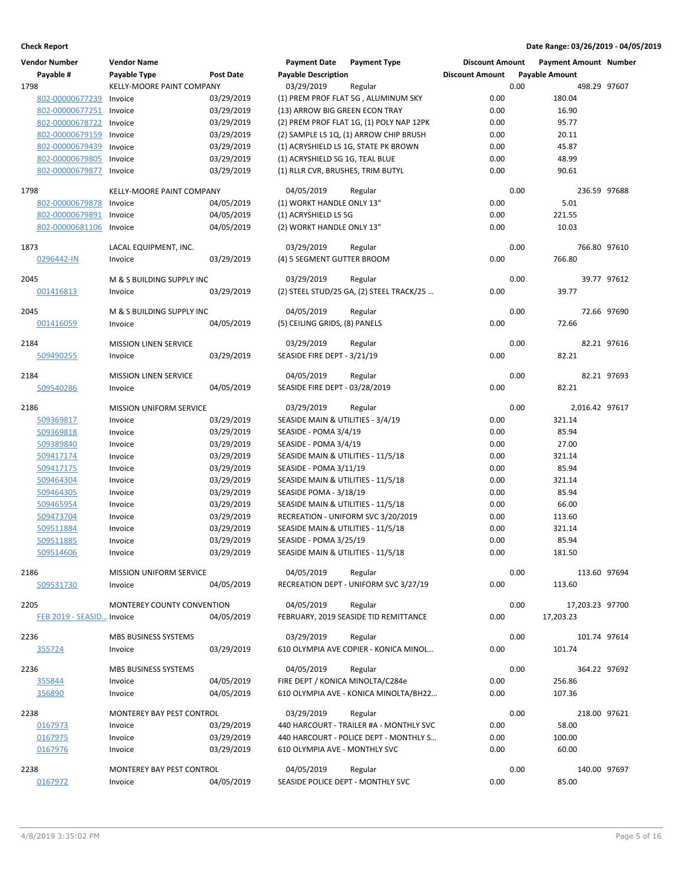**Check Report** | **Date Range: 03/26/2019 - 04/05/2019**

| Vendor Number | Vendor Name | | Payment Date | Payment Type | Discount Amount | Payment Amount | Number |
|---|---|---|---|---|---|---|---|
| Payable # | Payable Type | Post Date | Payable Description | | Discount Amount | Payable Amount | |
| 1798 | KELLY-MOORE PAINT COMPANY | | 03/29/2019 | Regular | 0.00 | 498.29 | 97607 |
| 802-00000677239 | Invoice | 03/29/2019 | (1) PREM PROF FLAT 5G , ALUMINUM SKY | | 0.00 | 180.04 | |
| 802-00000677251 | Invoice | 03/29/2019 | (13) ARROW BIG GREEN ECON TRAY | | 0.00 | 16.90 | |
| 802-00000678722 | Invoice | 03/29/2019 | (2) PREM PROF FLAT 1G, (1) POLY NAP 12PK | | 0.00 | 95.77 | |
| 802-00000679159 | Invoice | 03/29/2019 | (2) SAMPLE LS 1Q, (1) ARROW CHIP BRUSH | | 0.00 | 20.11 | |
| 802-00000679439 | Invoice | 03/29/2019 | (1) ACRYSHIELD LS 1G, STATE PK BROWN | | 0.00 | 45.87 | |
| 802-00000679805 | Invoice | 03/29/2019 | (1) ACRYSHIELD SG 1G, TEAL BLUE | | 0.00 | 48.99 | |
| 802-00000679877 | Invoice | 03/29/2019 | (1) RLLR CVR, BRUSHES, TRIM BUTYL | | 0.00 | 90.61 | |
| 1798 | KELLY-MOORE PAINT COMPANY | | 04/05/2019 | Regular | 0.00 | 236.59 | 97688 |
| 802-00000679878 | Invoice | 04/05/2019 | (1) WORKT HANDLE ONLY 13" | | 0.00 | 5.01 | |
| 802-00000679891 | Invoice | 04/05/2019 | (1) ACRYSHIELD LS 5G | | 0.00 | 221.55 | |
| 802-00000681106 | Invoice | 04/05/2019 | (2) WORKT HANDLE ONLY 13" | | 0.00 | 10.03 | |
| 1873 | LACAL EQUIPMENT, INC. | | 03/29/2019 | Regular | 0.00 | 766.80 | 97610 |
| 0296442-IN | Invoice | 03/29/2019 | (4) 5 SEGMENT GUTTER BROOM | | 0.00 | 766.80 | |
| 2045 | M & S BUILDING SUPPLY INC | | 03/29/2019 | Regular | 0.00 | 39.77 | 97612 |
| 001416813 | Invoice | 03/29/2019 | (2) STEEL STUD/25 GA, (2) STEEL TRACK/25 … | | 0.00 | 39.77 | |
| 2045 | M & S BUILDING SUPPLY INC | | 04/05/2019 | Regular | 0.00 | 72.66 | 97690 |
| 001416059 | Invoice | 04/05/2019 | (5) CEILING GRIDS, (8) PANELS | | 0.00 | 72.66 | |
| 2184 | MISSION LINEN SERVICE | | 03/29/2019 | Regular | 0.00 | 82.21 | 97616 |
| 509490255 | Invoice | 03/29/2019 | SEASIDE FIRE DEPT - 3/21/19 | | 0.00 | 82.21 | |
| 2184 | MISSION LINEN SERVICE | | 04/05/2019 | Regular | 0.00 | 82.21 | 97693 |
| 509540286 | Invoice | 04/05/2019 | SEASIDE FIRE DEPT - 03/28/2019 | | 0.00 | 82.21 | |
| 2186 | MISSION UNIFORM SERVICE | | 03/29/2019 | Regular | 0.00 | 2,016.42 | 97617 |
| 509369817 | Invoice | 03/29/2019 | SEASIDE MAIN & UTILITIES - 3/4/19 | | 0.00 | 321.14 | |
| 509369818 | Invoice | 03/29/2019 | SEASIDE - POMA 3/4/19 | | 0.00 | 85.94 | |
| 509389840 | Invoice | 03/29/2019 | SEASIDE - POMA 3/4/19 | | 0.00 | 27.00 | |
| 509417174 | Invoice | 03/29/2019 | SEASIDE MAIN & UTILITIES - 11/5/18 | | 0.00 | 321.14 | |
| 509417175 | Invoice | 03/29/2019 | SEASIDE - POMA 3/11/19 | | 0.00 | 85.94 | |
| 509464304 | Invoice | 03/29/2019 | SEASIDE MAIN & UTILITIES - 11/5/18 | | 0.00 | 321.14 | |
| 509464305 | Invoice | 03/29/2019 | SEASIDE POMA - 3/18/19 | | 0.00 | 85.94 | |
| 509465954 | Invoice | 03/29/2019 | SEASIDE MAIN & UTILITIES - 11/5/18 | | 0.00 | 66.00 | |
| 509473704 | Invoice | 03/29/2019 | RECREATION - UNIFORM SVC 3/20/2019 | | 0.00 | 113.60 | |
| 509511884 | Invoice | 03/29/2019 | SEASIDE MAIN & UTILITIES - 11/5/18 | | 0.00 | 321.14 | |
| 509511885 | Invoice | 03/29/2019 | SEASIDE - POMA 3/25/19 | | 0.00 | 85.94 | |
| 509514606 | Invoice | 03/29/2019 | SEASIDE MAIN & UTILITIES - 11/5/18 | | 0.00 | 181.50 | |
| 2186 | MISSION UNIFORM SERVICE | | 04/05/2019 | Regular | 0.00 | 113.60 | 97694 |
| 509531730 | Invoice | 04/05/2019 | RECREATION DEPT - UNIFORM SVC 3/27/19 | | 0.00 | 113.60 | |
| 2205 | MONTEREY COUNTY CONVENTION | | 04/05/2019 | Regular | 0.00 | 17,203.23 | 97700 |
| FEB 2019 - SEASID… | Invoice | 04/05/2019 | FEBRUARY, 2019 SEASIDE TID REMITTANCE | | 0.00 | 17,203.23 | |
| 2236 | MBS BUSINESS SYSTEMS | | 03/29/2019 | Regular | 0.00 | 101.74 | 97614 |
| 355724 | Invoice | 03/29/2019 | 610 OLYMPIA AVE COPIER - KONICA MINOL… | | 0.00 | 101.74 | |
| 2236 | MBS BUSINESS SYSTEMS | | 04/05/2019 | Regular | 0.00 | 364.22 | 97692 |
| 355844 | Invoice | 04/05/2019 | FIRE DEPT / KONICA MINOLTA/C284e | | 0.00 | 256.86 | |
| 356890 | Invoice | 04/05/2019 | 610 OLYMPIA AVE - KONICA MINOLTA/BH22… | | 0.00 | 107.36 | |
| 2238 | MONTEREY BAY PEST CONTROL | | 03/29/2019 | Regular | 0.00 | 218.00 | 97621 |
| 0167973 | Invoice | 03/29/2019 | 440 HARCOURT - TRAILER #A - MONTHLY SVC | | 0.00 | 58.00 | |
| 0167975 | Invoice | 03/29/2019 | 440 HARCOURT - POLICE DEPT - MONTHLY S… | | 0.00 | 100.00 | |
| 0167976 | Invoice | 03/29/2019 | 610 OLYMPIA AVE - MONTHLY SVC | | 0.00 | 60.00 | |
| 2238 | MONTEREY BAY PEST CONTROL | | 04/05/2019 | Regular | 0.00 | 140.00 | 97697 |
| 0167972 | Invoice | 04/05/2019 | SEASIDE POLICE DEPT - MONTHLY SVC | | 0.00 | 85.00 | |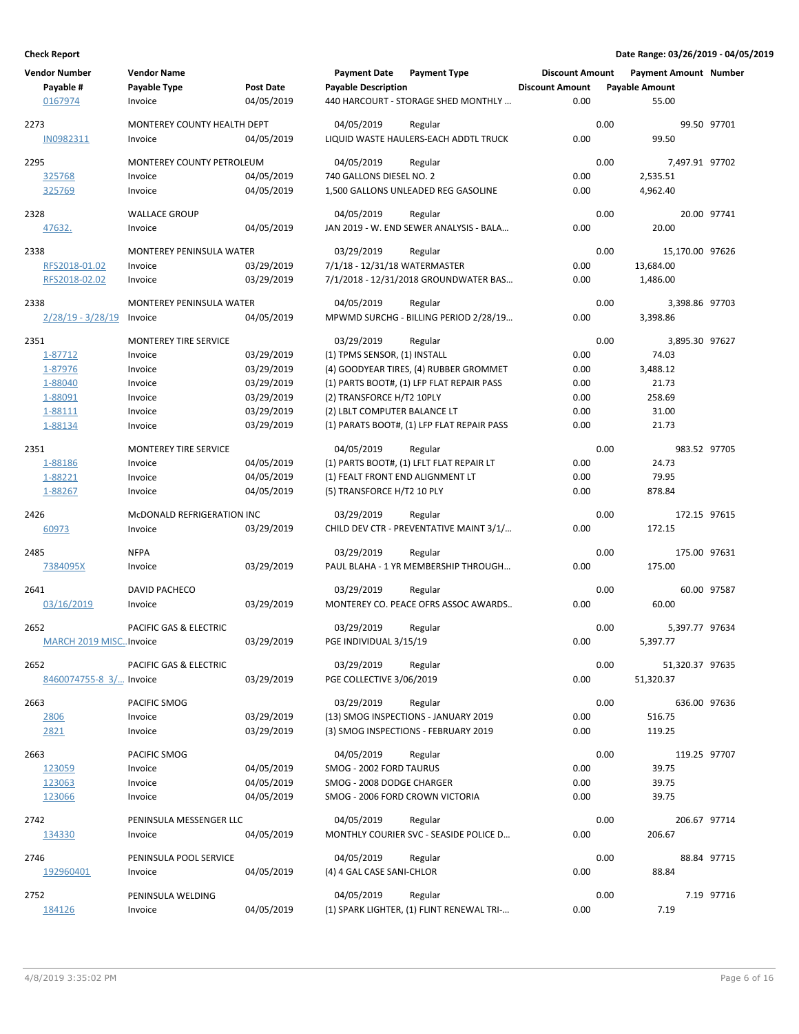**Check Report**

**Date Range: 03/26/2019 - 04/05/2019**

| Vendor Number | Vendor Name | | Payment Date | Payment Type | Discount Amount | Payment Amount | Number |
|---|---|---|---|---|---|---|---|
| Payable # | Payable Type | Post Date | Payable Description | | Discount Amount | Payable Amount | |
| 0167974 | Invoice | 04/05/2019 | 440 HARCOURT - STORAGE SHED MONTHLY … | | 0.00 | 55.00 | |
| 2273 | MONTEREY COUNTY HEALTH DEPT | | 04/05/2019 | Regular | 0.00 | 99.50 | 97701 |
| IN0982311 | Invoice | 04/05/2019 | LIQUID WASTE HAULERS-EACH ADDTL TRUCK | | 0.00 | 99.50 | |
| 2295 | MONTEREY COUNTY PETROLEUM | | 04/05/2019 | Regular | 0.00 | 7,497.91 | 97702 |
| 325768 | Invoice | 04/05/2019 | 740 GALLONS DIESEL NO. 2 | | 0.00 | 2,535.51 | |
| 325769 | Invoice | 04/05/2019 | 1,500 GALLONS UNLEADED REG GASOLINE | | 0.00 | 4,962.40 | |
| 2328 | WALLACE GROUP | | 04/05/2019 | Regular | 0.00 | 20.00 | 97741 |
| 47632. | Invoice | 04/05/2019 | JAN 2019 - W. END SEWER ANALYSIS - BALA… | | 0.00 | 20.00 | |
| 2338 | MONTEREY PENINSULA WATER | | 03/29/2019 | Regular | 0.00 | 15,170.00 | 97626 |
| RFS2018-01.02 | Invoice | 03/29/2019 | 7/1/18 - 12/31/18 WATERMASTER | | 0.00 | 13,684.00 | |
| RFS2018-02.02 | Invoice | 03/29/2019 | 7/1/2018 - 12/31/2018 GROUNDWATER BAS… | | 0.00 | 1,486.00 | |
| 2338 | MONTEREY PENINSULA WATER | | 04/05/2019 | Regular | 0.00 | 3,398.86 | 97703 |
| 2/28/19 - 3/28/19 | Invoice | 04/05/2019 | MPWMD SURCHG - BILLING PERIOD 2/28/19… | | 0.00 | 3,398.86 | |
| 2351 | MONTEREY TIRE SERVICE | | 03/29/2019 | Regular | 0.00 | 3,895.30 | 97627 |
| 1-87712 | Invoice | 03/29/2019 | (1) TPMS SENSOR, (1) INSTALL | | 0.00 | 74.03 | |
| 1-87976 | Invoice | 03/29/2019 | (4) GOODYEAR TIRES, (4) RUBBER GROMMET | | 0.00 | 3,488.12 | |
| 1-88040 | Invoice | 03/29/2019 | (1) PARTS BOOT#, (1) LFP FLAT REPAIR PASS | | 0.00 | 21.73 | |
| 1-88091 | Invoice | 03/29/2019 | (2) TRANSFORCE H/T2 10PLY | | 0.00 | 258.69 | |
| 1-88111 | Invoice | 03/29/2019 | (2) LBLT COMPUTER BALANCE LT | | 0.00 | 31.00 | |
| 1-88134 | Invoice | 03/29/2019 | (1) PARATS BOOT#, (1) LFP FLAT REPAIR PASS | | 0.00 | 21.73 | |
| 2351 | MONTEREY TIRE SERVICE | | 04/05/2019 | Regular | 0.00 | 983.52 | 97705 |
| 1-88186 | Invoice | 04/05/2019 | (1) PARTS BOOT#, (1) LFLT FLAT REPAIR LT | | 0.00 | 24.73 | |
| 1-88221 | Invoice | 04/05/2019 | (1) FEALT FRONT END ALIGNMENT LT | | 0.00 | 79.95 | |
| 1-88267 | Invoice | 04/05/2019 | (5) TRANSFORCE H/T2 10 PLY | | 0.00 | 878.84 | |
| 2426 | McDONALD REFRIGERATION INC | | 03/29/2019 | Regular | 0.00 | 172.15 | 97615 |
| 60973 | Invoice | 03/29/2019 | CHILD DEV CTR - PREVENTATIVE MAINT 3/1/… | | 0.00 | 172.15 | |
| 2485 | NFPA | | 03/29/2019 | Regular | 0.00 | 175.00 | 97631 |
| 7384095X | Invoice | 03/29/2019 | PAUL BLAHA - 1 YR MEMBERSHIP THROUGH… | | 0.00 | 175.00 | |
| 2641 | DAVID PACHECO | | 03/29/2019 | Regular | 0.00 | 60.00 | 97587 |
| 03/16/2019 | Invoice | 03/29/2019 | MONTEREY CO. PEACE OFRS ASSOC AWARDS.. | | 0.00 | 60.00 | |
| 2652 | PACIFIC GAS & ELECTRIC | | 03/29/2019 | Regular | 0.00 | 5,397.77 | 97634 |
| MARCH 2019 MISC… | Invoice | 03/29/2019 | PGE INDIVIDUAL 3/15/19 | | 0.00 | 5,397.77 | |
| 2652 | PACIFIC GAS & ELECTRIC | | 03/29/2019 | Regular | 0.00 | 51,320.37 | 97635 |
| 8460074755-8 3/… | Invoice | 03/29/2019 | PGE COLLECTIVE 3/06/2019 | | 0.00 | 51,320.37 | |
| 2663 | PACIFIC SMOG | | 03/29/2019 | Regular | 0.00 | 636.00 | 97636 |
| 2806 | Invoice | 03/29/2019 | (13) SMOG INSPECTIONS - JANUARY 2019 | | 0.00 | 516.75 | |
| 2821 | Invoice | 03/29/2019 | (3) SMOG INSPECTIONS - FEBRUARY 2019 | | 0.00 | 119.25 | |
| 2663 | PACIFIC SMOG | | 04/05/2019 | Regular | 0.00 | 119.25 | 97707 |
| 123059 | Invoice | 04/05/2019 | SMOG - 2002 FORD TAURUS | | 0.00 | 39.75 | |
| 123063 | Invoice | 04/05/2019 | SMOG - 2008 DODGE CHARGER | | 0.00 | 39.75 | |
| 123066 | Invoice | 04/05/2019 | SMOG - 2006 FORD CROWN VICTORIA | | 0.00 | 39.75 | |
| 2742 | PENINSULA MESSENGER LLC | | 04/05/2019 | Regular | 0.00 | 206.67 | 97714 |
| 134330 | Invoice | 04/05/2019 | MONTHLY COURIER SVC - SEASIDE POLICE D… | | 0.00 | 206.67 | |
| 2746 | PENINSULA POOL SERVICE | | 04/05/2019 | Regular | 0.00 | 88.84 | 97715 |
| 192960401 | Invoice | 04/05/2019 | (4) 4 GAL CASE SANI-CHLOR | | 0.00 | 88.84 | |
| 2752 | PENINSULA WELDING | | 04/05/2019 | Regular | 0.00 | 7.19 | 97716 |
| 184126 | Invoice | 04/05/2019 | (1) SPARK LIGHTER, (1) FLINT RENEWAL TRI-… | | 0.00 | 7.19 | |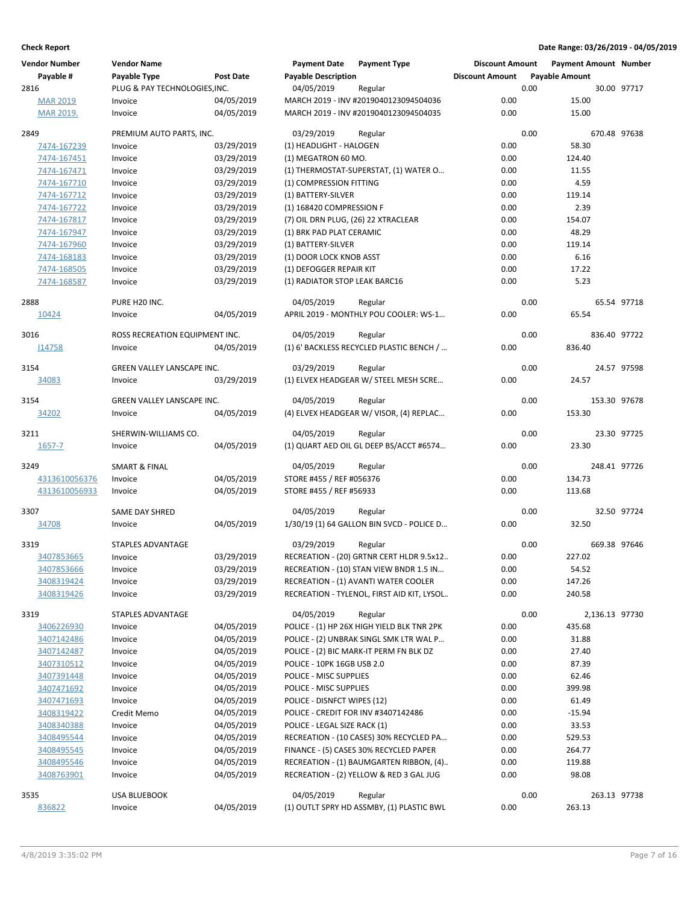**Check Report** | **Date Range: 03/26/2019 - 04/05/2019**

| Vendor Number / Payable # | Vendor Name / Payable Type | Post Date | Payment Date / Payable Description | Payment Type | Discount Amount | Payment Amount / Payable Amount | Number |
|---|---|---|---|---|---|---|---|
| 2816 | PLUG & PAY TECHNOLOGIES,INC. | | 04/05/2019 | Regular | 0.00 | 30.00 | 97717 |
| MAR 2019 | Invoice | 04/05/2019 | MARCH 2019 - INV #2019040123094504036 | | 0.00 | 15.00 | |
| MAR 2019. | Invoice | 04/05/2019 | MARCH 2019 - INV #2019040123094504035 | | 0.00 | 15.00 | |
| 2849 | PREMIUM AUTO PARTS, INC. | | 03/29/2019 | Regular | 0.00 | 670.48 | 97638 |
| 7474-167239 | Invoice | 03/29/2019 | (1) HEADLIGHT - HALOGEN | | 0.00 | 58.30 | |
| 7474-167451 | Invoice | 03/29/2019 | (1) MEGATRON 60 MO. | | 0.00 | 124.40 | |
| 7474-167471 | Invoice | 03/29/2019 | (1) THERMOSTAT-SUPERSTAT, (1) WATER O... | | 0.00 | 11.55 | |
| 7474-167710 | Invoice | 03/29/2019 | (1) COMPRESSION FITTING | | 0.00 | 4.59 | |
| 7474-167712 | Invoice | 03/29/2019 | (1) BATTERY-SILVER | | 0.00 | 119.14 | |
| 7474-167722 | Invoice | 03/29/2019 | (1) 168420 COMPRESSION F | | 0.00 | 2.39 | |
| 7474-167817 | Invoice | 03/29/2019 | (7) OIL DRN PLUG, (26) 22 XTRACLEAR | | 0.00 | 154.07 | |
| 7474-167947 | Invoice | 03/29/2019 | (1) BRK PAD PLAT CERAMIC | | 0.00 | 48.29 | |
| 7474-167960 | Invoice | 03/29/2019 | (1) BATTERY-SILVER | | 0.00 | 119.14 | |
| 7474-168183 | Invoice | 03/29/2019 | (1) DOOR LOCK KNOB ASST | | 0.00 | 6.16 | |
| 7474-168505 | Invoice | 03/29/2019 | (1) DEFOGGER REPAIR KIT | | 0.00 | 17.22 | |
| 7474-168587 | Invoice | 03/29/2019 | (1) RADIATOR STOP LEAK BARC16 | | 0.00 | 5.23 | |
| 2888 | PURE H20 INC. | | 04/05/2019 | Regular | 0.00 | 65.54 | 97718 |
| 10424 | Invoice | 04/05/2019 | APRIL 2019 - MONTHLY POU COOLER: WS-1... | | 0.00 | 65.54 | |
| 3016 | ROSS RECREATION EQUIPMENT INC. | | 04/05/2019 | Regular | 0.00 | 836.40 | 97722 |
| I14758 | Invoice | 04/05/2019 | (1) 6' BACKLESS RECYCLED PLASTIC BENCH / ... | | 0.00 | 836.40 | |
| 3154 | GREEN VALLEY LANSCAPE INC. | | 03/29/2019 | Regular | 0.00 | 24.57 | 97598 |
| 34083 | Invoice | 03/29/2019 | (1) ELVEX HEADGEAR W/ STEEL MESH SCRE... | | 0.00 | 24.57 | |
| 3154 | GREEN VALLEY LANSCAPE INC. | | 04/05/2019 | Regular | 0.00 | 153.30 | 97678 |
| 34202 | Invoice | 04/05/2019 | (4) ELVEX HEADGEAR W/ VISOR, (4) REPLAC... | | 0.00 | 153.30 | |
| 3211 | SHERWIN-WILLIAMS CO. | | 04/05/2019 | Regular | 0.00 | 23.30 | 97725 |
| 1657-7 | Invoice | 04/05/2019 | (1) QUART AED OIL GL DEEP BS/ACCT #6574... | | 0.00 | 23.30 | |
| 3249 | SMART & FINAL | | 04/05/2019 | Regular | 0.00 | 248.41 | 97726 |
| 4313610056376 | Invoice | 04/05/2019 | STORE #455 / REF #056376 | | 0.00 | 134.73 | |
| 4313610056933 | Invoice | 04/05/2019 | STORE #455 / REF #56933 | | 0.00 | 113.68 | |
| 3307 | SAME DAY SHRED | | 04/05/2019 | Regular | 0.00 | 32.50 | 97724 |
| 34708 | Invoice | 04/05/2019 | 1/30/19 (1) 64 GALLON BIN SVCD - POLICE D... | | 0.00 | 32.50 | |
| 3319 | STAPLES ADVANTAGE | | 03/29/2019 | Regular | 0.00 | 669.38 | 97646 |
| 3407853665 | Invoice | 03/29/2019 | RECREATION - (20) GRTNR CERT HLDR 9.5x12.. | | 0.00 | 227.02 | |
| 3407853666 | Invoice | 03/29/2019 | RECREATION - (10) STAN VIEW BNDR 1.5 IN... | | 0.00 | 54.52 | |
| 3408319424 | Invoice | 03/29/2019 | RECREATION - (1) AVANTI WATER COOLER | | 0.00 | 147.26 | |
| 3408319426 | Invoice | 03/29/2019 | RECREATION - TYLENOL, FIRST AID KIT, LYSOL.. | | 0.00 | 240.58 | |
| 3319 | STAPLES ADVANTAGE | | 04/05/2019 | Regular | 0.00 | 2,136.13 | 97730 |
| 3406226930 | Invoice | 04/05/2019 | POLICE - (1) HP 26X HIGH YIELD BLK TNR 2PK | | 0.00 | 435.68 | |
| 3407142486 | Invoice | 04/05/2019 | POLICE - (2) UNBRAK SINGL SMK LTR WAL P... | | 0.00 | 31.88 | |
| 3407142487 | Invoice | 04/05/2019 | POLICE - (2) BIC MARK-IT PERM FN BLK DZ | | 0.00 | 27.40 | |
| 3407310512 | Invoice | 04/05/2019 | POLICE - 10PK 16GB USB 2.0 | | 0.00 | 87.39 | |
| 3407391448 | Invoice | 04/05/2019 | POLICE - MISC SUPPLIES | | 0.00 | 62.46 | |
| 3407471692 | Invoice | 04/05/2019 | POLICE - MISC SUPPLIES | | 0.00 | 399.98 | |
| 3407471693 | Invoice | 04/05/2019 | POLICE - DISNFCT WIPES (12) | | 0.00 | 61.49 | |
| 3408319422 | Credit Memo | 04/05/2019 | POLICE - CREDIT FOR INV #3407142486 | | 0.00 | -15.94 | |
| 3408340388 | Invoice | 04/05/2019 | POLICE - LEGAL SIZE RACK (1) | | 0.00 | 33.53 | |
| 3408495544 | Invoice | 04/05/2019 | RECREATION - (10 CASES) 30% RECYCLED PA... | | 0.00 | 529.53 | |
| 3408495545 | Invoice | 04/05/2019 | FINANCE - (5) CASES 30% RECYCLED PAPER | | 0.00 | 264.77 | |
| 3408495546 | Invoice | 04/05/2019 | RECREATION - (1) BAUMGARTEN RIBBON, (4).. | | 0.00 | 119.88 | |
| 3408763901 | Invoice | 04/05/2019 | RECREATION - (2) YELLOW & RED 3 GAL JUG | | 0.00 | 98.08 | |
| 3535 | USA BLUEBOOK | | 04/05/2019 | Regular | 0.00 | 263.13 | 97738 |
| 836822 | Invoice | 04/05/2019 | (1) OUTLT SPRY HD ASSMBY, (1) PLASTIC BWL | | 0.00 | 263.13 | |

4/8/2019 3:35:02 PM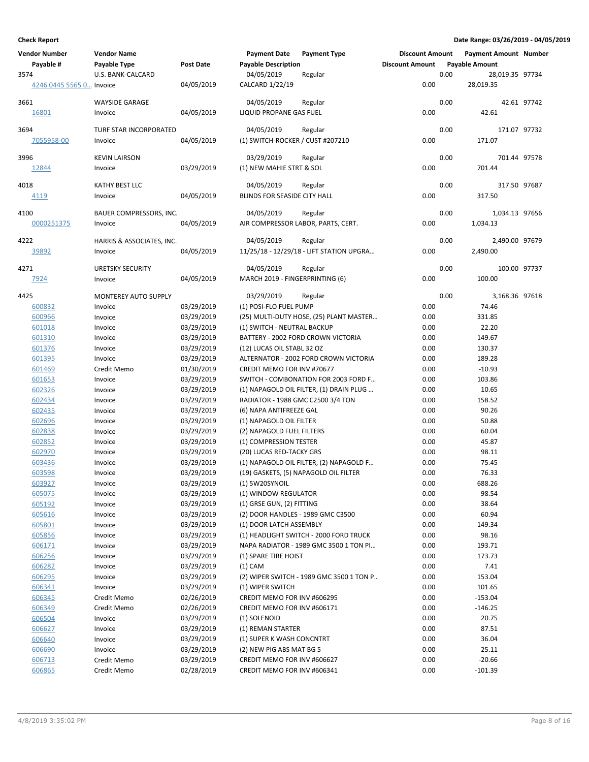**Check Report**

**Date Range: 03/26/2019 - 04/05/2019**

| Vendor Number | Vendor Name | | Payment Date | Payment Type | Discount Amount | Payment Amount | Number |
|---|---|---|---|---|---|---|---|
| Payable # | Payable Type | Post Date | Payable Description | | Discount Amount | Payable Amount | |
| 3574 | U.S. BANK-CALCARD | | 04/05/2019 | Regular | 0.00 | 28,019.35 | 97734 |
| 4246 0445 5565 0... | Invoice | 04/05/2019 | CALCARD 1/22/19 | | 0.00 | 28,019.35 | |
| 3661 | WAYSIDE GARAGE | | 04/05/2019 | Regular | 0.00 | 42.61 | 97742 |
| 16801 | Invoice | 04/05/2019 | LIQUID PROPANE GAS FUEL | | 0.00 | 42.61 | |
| 3694 | TURF STAR INCORPORATED | | 04/05/2019 | Regular | 0.00 | 171.07 | 97732 |
| 7055958-00 | Invoice | 04/05/2019 | (1) SWITCH-ROCKER / CUST #207210 | | 0.00 | 171.07 | |
| 3996 | KEVIN LAIRSON | | 03/29/2019 | Regular | 0.00 | 701.44 | 97578 |
| 12844 | Invoice | 03/29/2019 | (1) NEW MAHIE STRT & SOL | | 0.00 | 701.44 | |
| 4018 | KATHY BEST LLC | | 04/05/2019 | Regular | 0.00 | 317.50 | 97687 |
| 4119 | Invoice | 04/05/2019 | BLINDS FOR SEASIDE CITY HALL | | 0.00 | 317.50 | |
| 4100 | BAUER COMPRESSORS, INC. | | 04/05/2019 | Regular | 0.00 | 1,034.13 | 97656 |
| 0000251375 | Invoice | 04/05/2019 | AIR COMPRESSOR LABOR, PARTS, CERT. | | 0.00 | 1,034.13 | |
| 4222 | HARRIS & ASSOCIATES, INC. | | 04/05/2019 | Regular | 0.00 | 2,490.00 | 97679 |
| 39892 | Invoice | 04/05/2019 | 11/25/18 - 12/29/18 - LIFT STATION UPGRA... | | 0.00 | 2,490.00 | |
| 4271 | URETSKY SECURITY | | 04/05/2019 | Regular | 0.00 | 100.00 | 97737 |
| 7924 | Invoice | 04/05/2019 | MARCH 2019 - FINGERPRINTING (6) | | 0.00 | 100.00 | |
| 4425 | MONTEREY AUTO SUPPLY | | 03/29/2019 | Regular | 0.00 | 3,168.36 | 97618 |
| 600832 | Invoice | 03/29/2019 | (1) POSI-FLO FUEL PUMP | | 0.00 | 74.46 | |
| 600966 | Invoice | 03/29/2019 | (25) MULTI-DUTY HOSE, (25) PLANT MASTER... | | 0.00 | 331.85 | |
| 601018 | Invoice | 03/29/2019 | (1) SWITCH - NEUTRAL BACKUP | | 0.00 | 22.20 | |
| 601310 | Invoice | 03/29/2019 | BATTERY - 2002 FORD CROWN VICTORIA | | 0.00 | 149.67 | |
| 601376 | Invoice | 03/29/2019 | (12) LUCAS OIL STABL 32 OZ | | 0.00 | 130.37 | |
| 601395 | Invoice | 03/29/2019 | ALTERNATOR - 2002 FORD CROWN VICTORIA | | 0.00 | 189.28 | |
| 601469 | Credit Memo | 01/30/2019 | CREDIT MEMO FOR INV #70677 | | 0.00 | -10.93 | |
| 601653 | Invoice | 03/29/2019 | SWITCH - COMBONATION FOR 2003 FORD F... | | 0.00 | 103.86 | |
| 602326 | Invoice | 03/29/2019 | (1) NAPAGOLD OIL FILTER, (1) DRAIN PLUG ... | | 0.00 | 10.65 | |
| 602434 | Invoice | 03/29/2019 | RADIATOR - 1988 GMC C2500 3/4 TON | | 0.00 | 158.52 | |
| 602435 | Invoice | 03/29/2019 | (6) NAPA ANTIFREEZE GAL | | 0.00 | 90.26 | |
| 602696 | Invoice | 03/29/2019 | (1) NAPAGOLD OIL FILTER | | 0.00 | 50.88 | |
| 602838 | Invoice | 03/29/2019 | (2) NAPAGOLD FUEL FILTERS | | 0.00 | 60.04 | |
| 602852 | Invoice | 03/29/2019 | (1) COMPRESSION TESTER | | 0.00 | 45.87 | |
| 602970 | Invoice | 03/29/2019 | (20) LUCAS RED-TACKY GRS | | 0.00 | 98.11 | |
| 603436 | Invoice | 03/29/2019 | (1) NAPAGOLD OIL FILTER, (2) NAPAGOLD F... | | 0.00 | 75.45 | |
| 603598 | Invoice | 03/29/2019 | (19) GASKETS, (5) NAPAGOLD OIL FILTER | | 0.00 | 76.33 | |
| 603927 | Invoice | 03/29/2019 | (1) 5W20SYNOIL | | 0.00 | 688.26 | |
| 605075 | Invoice | 03/29/2019 | (1) WINDOW REGULATOR | | 0.00 | 98.54 | |
| 605192 | Invoice | 03/29/2019 | (1) GRSE GUN, (2) FITTING | | 0.00 | 38.64 | |
| 605616 | Invoice | 03/29/2019 | (2) DOOR HANDLES - 1989 GMC C3500 | | 0.00 | 60.94 | |
| 605801 | Invoice | 03/29/2019 | (1) DOOR LATCH ASSEMBLY | | 0.00 | 149.34 | |
| 605856 | Invoice | 03/29/2019 | (1) HEADLIGHT SWITCH - 2000 FORD TRUCK | | 0.00 | 98.16 | |
| 606171 | Invoice | 03/29/2019 | NAPA RADIATOR - 1989 GMC 3500 1 TON PI... | | 0.00 | 193.71 | |
| 606256 | Invoice | 03/29/2019 | (1) SPARE TIRE HOIST | | 0.00 | 173.73 | |
| 606282 | Invoice | 03/29/2019 | (1) CAM | | 0.00 | 7.41 | |
| 606295 | Invoice | 03/29/2019 | (2) WIPER SWITCH - 1989 GMC 3500 1 TON P.. | | 0.00 | 153.04 | |
| 606341 | Invoice | 03/29/2019 | (1) WIPER SWITCH | | 0.00 | 101.65 | |
| 606345 | Credit Memo | 02/26/2019 | CREDIT MEMO FOR INV #606295 | | 0.00 | -153.04 | |
| 606349 | Credit Memo | 02/26/2019 | CREDIT MEMO FOR INV #606171 | | 0.00 | -146.25 | |
| 606504 | Invoice | 03/29/2019 | (1) SOLENOID | | 0.00 | 20.75 | |
| 606627 | Invoice | 03/29/2019 | (1) REMAN STARTER | | 0.00 | 87.51 | |
| 606640 | Invoice | 03/29/2019 | (1) SUPER K WASH CONCNTRT | | 0.00 | 36.04 | |
| 606690 | Invoice | 03/29/2019 | (2) NEW PIG ABS MAT BG 5 | | 0.00 | 25.11 | |
| 606713 | Credit Memo | 03/29/2019 | CREDIT MEMO FOR INV #606627 | | 0.00 | -20.66 | |
| 606865 | Credit Memo | 02/28/2019 | CREDIT MEMO FOR INV #606341 | | 0.00 | -101.39 | |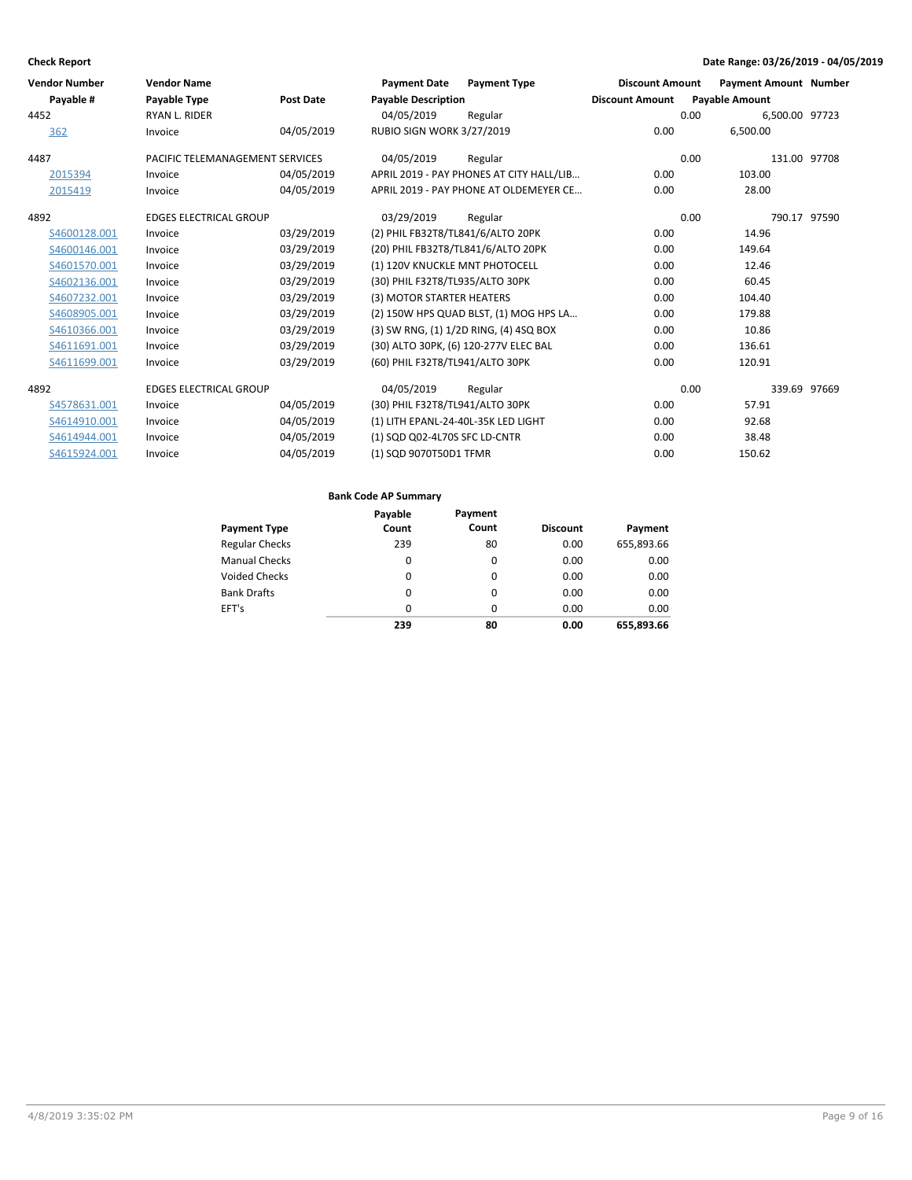**Check Report**

**Date Range: 03/26/2019 - 04/05/2019**

| Vendor Number | Vendor Name | | Payment Date | Payment Type | Discount Amount | Payment Amount | Number |
|---|---|---|---|---|---|---|---|
| **Payable #** | **Payable Type** | **Post Date** | **Payable Description** | | **Discount Amount** | **Payable Amount** | |
| 4452 | RYAN L. RIDER | | 04/05/2019 | Regular | 0.00 | 6,500.00 | 97723 |
| 362 | Invoice | 04/05/2019 | RUBIO SIGN WORK 3/27/2019 | | 0.00 | 6,500.00 | |
| 4487 | PACIFIC TELEMANAGEMENT SERVICES | | 04/05/2019 | Regular | 0.00 | 131.00 | 97708 |
| 2015394 | Invoice | 04/05/2019 | APRIL 2019 - PAY PHONES AT CITY HALL/LIB… | | 0.00 | 103.00 | |
| 2015419 | Invoice | 04/05/2019 | APRIL 2019 - PAY PHONE AT OLDEMEYER CE… | | 0.00 | 28.00 | |
| 4892 | EDGES ELECTRICAL GROUP | | 03/29/2019 | Regular | 0.00 | 790.17 | 97590 |
| S4600128.001 | Invoice | 03/29/2019 | (2) PHIL FB32T8/TL841/6/ALTO 20PK | | 0.00 | 14.96 | |
| S4600146.001 | Invoice | 03/29/2019 | (20) PHIL FB32T8/TL841/6/ALTO 20PK | | 0.00 | 149.64 | |
| S4601570.001 | Invoice | 03/29/2019 | (1) 120V KNUCKLE MNT PHOTOCELL | | 0.00 | 12.46 | |
| S4602136.001 | Invoice | 03/29/2019 | (30) PHIL F32T8/TL935/ALTO 30PK | | 0.00 | 60.45 | |
| S4607232.001 | Invoice | 03/29/2019 | (3) MOTOR STARTER HEATERS | | 0.00 | 104.40 | |
| S4608905.001 | Invoice | 03/29/2019 | (2) 150W HPS QUAD BLST, (1) MOG HPS LA… | | 0.00 | 179.88 | |
| S4610366.001 | Invoice | 03/29/2019 | (3) SW RNG, (1) 1/2D RING, (4) 4SQ BOX | | 0.00 | 10.86 | |
| S4611691.001 | Invoice | 03/29/2019 | (30) ALTO 30PK, (6) 120-277V ELEC BAL | | 0.00 | 136.61 | |
| S4611699.001 | Invoice | 03/29/2019 | (60) PHIL F32T8/TL941/ALTO 30PK | | 0.00 | 120.91 | |
| 4892 | EDGES ELECTRICAL GROUP | | 04/05/2019 | Regular | 0.00 | 339.69 | 97669 |
| S4578631.001 | Invoice | 04/05/2019 | (30) PHIL F32T8/TL941/ALTO 30PK | | 0.00 | 57.91 | |
| S4614910.001 | Invoice | 04/05/2019 | (1) LITH EPANL-24-40L-35K LED LIGHT | | 0.00 | 92.68 | |
| S4614944.001 | Invoice | 04/05/2019 | (1) SQD Q02-4L70S SFC LD-CNTR | | 0.00 | 38.48 | |
| S4615924.001 | Invoice | 04/05/2019 | (1) SQD 9070T50D1 TFMR | | 0.00 | 150.62 | |

**Bank Code AP Summary**

| Payment Type | Payable Count | Payment Count | Discount | Payment |
|---|---|---|---|---|
| Regular Checks | 239 | 80 | 0.00 | 655,893.66 |
| Manual Checks | 0 | 0 | 0.00 | 0.00 |
| Voided Checks | 0 | 0 | 0.00 | 0.00 |
| Bank Drafts | 0 | 0 | 0.00 | 0.00 |
| EFT's | 0 | 0 | 0.00 | 0.00 |
| | **239** | **80** | **0.00** | **655,893.66** |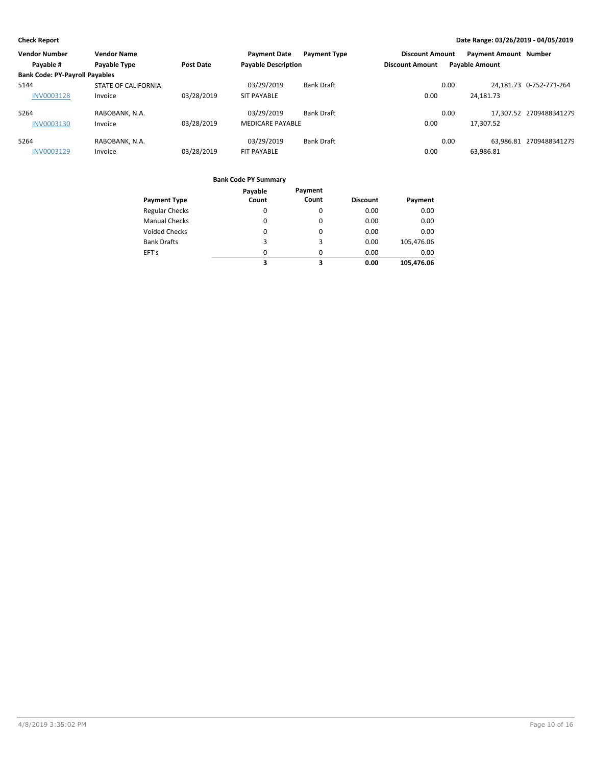**Check Report**

**Date Range: 03/26/2019 - 04/05/2019**

| Vendor Number | Vendor Name | | Payment Date | Payment Type | Discount Amount | Payment Amount | Number |
|---|---|---|---|---|---|---|---|
| Payable # | Payable Type | Post Date | Payable Description | | Discount Amount | Payable Amount | |
| **Bank Code: PY-Payroll Payables** | | | | | | | |
| 5144 | STATE OF CALIFORNIA | | 03/29/2019 | Bank Draft | 0.00 | 24,181.73 | 0-752-771-264 |
| INV0003128 | Invoice | 03/28/2019 | SIT PAYABLE | | 0.00 | 24,181.73 | |
| 5264 | RABOBANK, N.A. | | 03/29/2019 | Bank Draft | 0.00 | 17,307.52 | 2709488341279 |
| INV0003130 | Invoice | 03/28/2019 | MEDICARE PAYABLE | | 0.00 | 17,307.52 | |
| 5264 | RABOBANK, N.A. | | 03/29/2019 | Bank Draft | 0.00 | 63,986.81 | 2709488341279 |
| INV0003129 | Invoice | 03/28/2019 | FIT PAYABLE | | 0.00 | 63,986.81 | |

**Bank Code PY Summary**

| Payment Type | Payable Count | Payment Count | Discount | Payment |
|---|---|---|---|---|
| Regular Checks | 0 | 0 | 0.00 | 0.00 |
| Manual Checks | 0 | 0 | 0.00 | 0.00 |
| Voided Checks | 0 | 0 | 0.00 | 0.00 |
| Bank Drafts | 3 | 3 | 0.00 | 105,476.06 |
| EFT's | 0 | 0 | 0.00 | 0.00 |
| | **3** | **3** | **0.00** | **105,476.06** |

4/8/2019 3:35:02 PM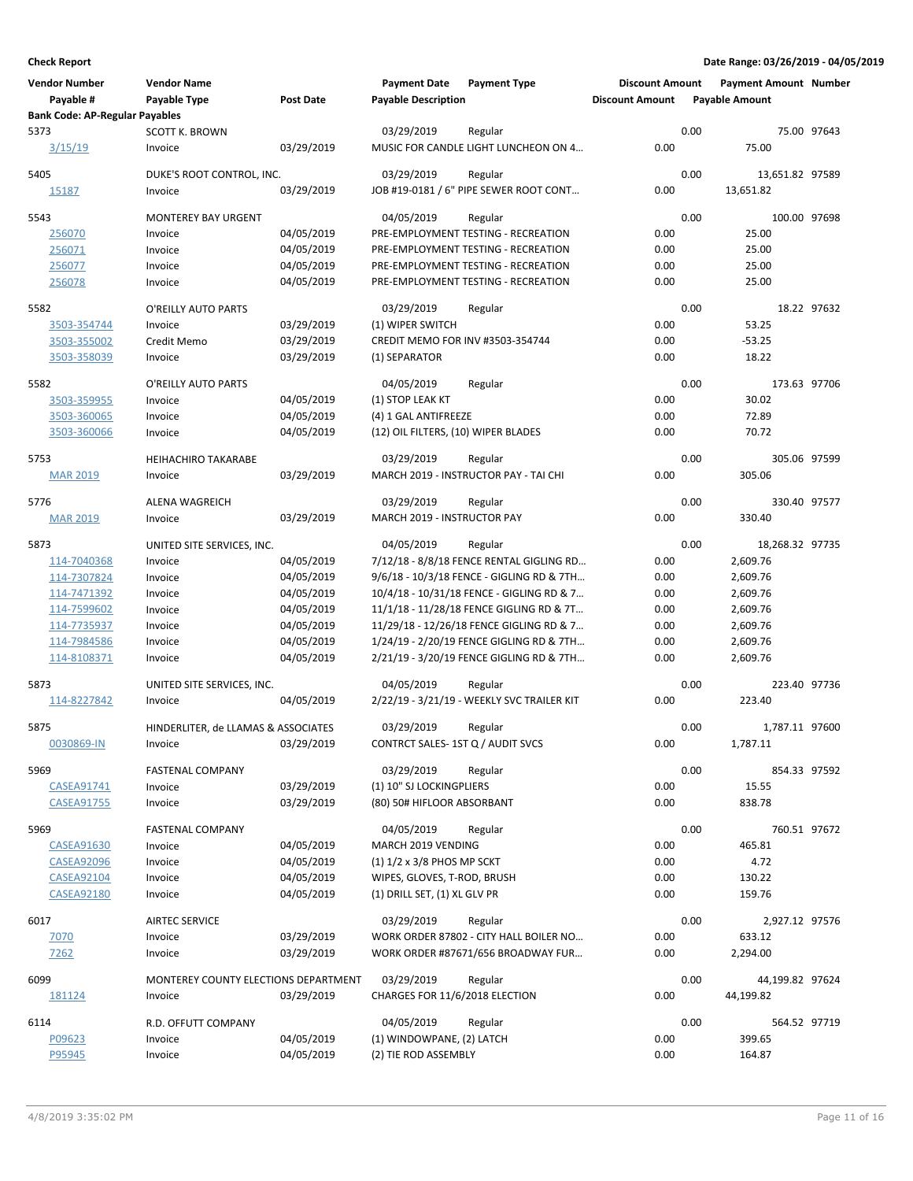**Check Report**

**Date Range: 03/26/2019 - 04/05/2019**

| Vendor Number / Payable # | Vendor Name / Payable Type | Post Date | Payment Date / Payable Description | Payment Type | Discount Amount / Discount Amount | Payment Amount / Payable Amount | Number |
|---|---|---|---|---|---|---|---|
| **Bank Code: AP-Regular Payables** | | | | | | | |
| 5373 | SCOTT K. BROWN | | 03/29/2019 | Regular | 0.00 | 75.00 | 97643 |
| 3/15/19 | Invoice | 03/29/2019 | MUSIC FOR CANDLE LIGHT LUNCHEON ON 4… | | 0.00 | 75.00 | |
| 5405 | DUKE'S ROOT CONTROL, INC. | | 03/29/2019 | Regular | 0.00 | 13,651.82 | 97589 |
| 15187 | Invoice | 03/29/2019 | JOB #19-0181 / 6" PIPE SEWER ROOT CONT… | | 0.00 | 13,651.82 | |
| 5543 | MONTEREY BAY URGENT | | 04/05/2019 | Regular | 0.00 | 100.00 | 97698 |
| 256070 | Invoice | 04/05/2019 | PRE-EMPLOYMENT TESTING - RECREATION | | 0.00 | 25.00 | |
| 256071 | Invoice | 04/05/2019 | PRE-EMPLOYMENT TESTING - RECREATION | | 0.00 | 25.00 | |
| 256077 | Invoice | 04/05/2019 | PRE-EMPLOYMENT TESTING - RECREATION | | 0.00 | 25.00 | |
| 256078 | Invoice | 04/05/2019 | PRE-EMPLOYMENT TESTING - RECREATION | | 0.00 | 25.00 | |
| 5582 | O'REILLY AUTO PARTS | | 03/29/2019 | Regular | 0.00 | 18.22 | 97632 |
| 3503-354744 | Invoice | 03/29/2019 | (1) WIPER SWITCH | | 0.00 | 53.25 | |
| 3503-355002 | Credit Memo | 03/29/2019 | CREDIT MEMO FOR INV #3503-354744 | | 0.00 | -53.25 | |
| 3503-358039 | Invoice | 03/29/2019 | (1) SEPARATOR | | 0.00 | 18.22 | |
| 5582 | O'REILLY AUTO PARTS | | 04/05/2019 | Regular | 0.00 | 173.63 | 97706 |
| 3503-359955 | Invoice | 04/05/2019 | (1) STOP LEAK KT | | 0.00 | 30.02 | |
| 3503-360065 | Invoice | 04/05/2019 | (4) 1 GAL ANTIFREEZE | | 0.00 | 72.89 | |
| 3503-360066 | Invoice | 04/05/2019 | (12) OIL FILTERS, (10) WIPER BLADES | | 0.00 | 70.72 | |
| 5753 | HEIHACHIRO TAKARABE | | 03/29/2019 | Regular | 0.00 | 305.06 | 97599 |
| MAR 2019 | Invoice | 03/29/2019 | MARCH 2019 - INSTRUCTOR PAY - TAI CHI | | 0.00 | 305.06 | |
| 5776 | ALENA WAGREICH | | 03/29/2019 | Regular | 0.00 | 330.40 | 97577 |
| MAR 2019 | Invoice | 03/29/2019 | MARCH 2019 - INSTRUCTOR PAY | | 0.00 | 330.40 | |
| 5873 | UNITED SITE SERVICES, INC. | | 04/05/2019 | Regular | 0.00 | 18,268.32 | 97735 |
| 114-7040368 | Invoice | 04/05/2019 | 7/12/18 - 8/8/18 FENCE RENTAL GIGLING RD… | | 0.00 | 2,609.76 | |
| 114-7307824 | Invoice | 04/05/2019 | 9/6/18 - 10/3/18 FENCE - GIGLING RD & 7TH… | | 0.00 | 2,609.76 | |
| 114-7471392 | Invoice | 04/05/2019 | 10/4/18 - 10/31/18 FENCE - GIGLING RD & 7… | | 0.00 | 2,609.76 | |
| 114-7599602 | Invoice | 04/05/2019 | 11/1/18 - 11/28/18 FENCE GIGLING RD & 7T… | | 0.00 | 2,609.76 | |
| 114-7735937 | Invoice | 04/05/2019 | 11/29/18 - 12/26/18 FENCE GIGLING RD & 7… | | 0.00 | 2,609.76 | |
| 114-7984586 | Invoice | 04/05/2019 | 1/24/19 - 2/20/19 FENCE GIGLING RD & 7TH… | | 0.00 | 2,609.76 | |
| 114-8108371 | Invoice | 04/05/2019 | 2/21/19 - 3/20/19 FENCE GIGLING RD & 7TH… | | 0.00 | 2,609.76 | |
| 5873 | UNITED SITE SERVICES, INC. | | 04/05/2019 | Regular | 0.00 | 223.40 | 97736 |
| 114-8227842 | Invoice | 04/05/2019 | 2/22/19 - 3/21/19 - WEEKLY SVC TRAILER KIT | | 0.00 | 223.40 | |
| 5875 | HINDERLITER, de LLAMAS & ASSOCIATES | | 03/29/2019 | Regular | 0.00 | 1,787.11 | 97600 |
| 0030869-IN | Invoice | 03/29/2019 | CONTRCT SALES- 1ST Q / AUDIT SVCS | | 0.00 | 1,787.11 | |
| 5969 | FASTENAL COMPANY | | 03/29/2019 | Regular | 0.00 | 854.33 | 97592 |
| CASEA91741 | Invoice | 03/29/2019 | (1) 10" SJ LOCKINGPLIERS | | 0.00 | 15.55 | |
| CASEA91755 | Invoice | 03/29/2019 | (80) 50# HIFLOOR ABSORBANT | | 0.00 | 838.78 | |
| 5969 | FASTENAL COMPANY | | 04/05/2019 | Regular | 0.00 | 760.51 | 97672 |
| CASEA91630 | Invoice | 04/05/2019 | MARCH 2019 VENDING | | 0.00 | 465.81 | |
| CASEA92096 | Invoice | 04/05/2019 | (1) 1/2 x 3/8 PHOS MP SCKT | | 0.00 | 4.72 | |
| CASEA92104 | Invoice | 04/05/2019 | WIPES, GLOVES, T-ROD, BRUSH | | 0.00 | 130.22 | |
| CASEA92180 | Invoice | 04/05/2019 | (1) DRILL SET, (1) XL GLV PR | | 0.00 | 159.76 | |
| 6017 | AIRTEC SERVICE | | 03/29/2019 | Regular | 0.00 | 2,927.12 | 97576 |
| 7070 | Invoice | 03/29/2019 | WORK ORDER 87802 - CITY HALL BOILER NO… | | 0.00 | 633.12 | |
| 7262 | Invoice | 03/29/2019 | WORK ORDER #87671/656 BROADWAY FUR… | | 0.00 | 2,294.00 | |
| 6099 | MONTEREY COUNTY ELECTIONS DEPARTMENT | | 03/29/2019 | Regular | 0.00 | 44,199.82 | 97624 |
| 181124 | Invoice | 03/29/2019 | CHARGES FOR 11/6/2018 ELECTION | | 0.00 | 44,199.82 | |
| 6114 | R.D. OFFUTT COMPANY | | 04/05/2019 | Regular | 0.00 | 564.52 | 97719 |
| P09623 | Invoice | 04/05/2019 | (1) WINDOWPANE, (2) LATCH | | 0.00 | 399.65 | |
| P95945 | Invoice | 04/05/2019 | (2) TIE ROD ASSEMBLY | | 0.00 | 164.87 | |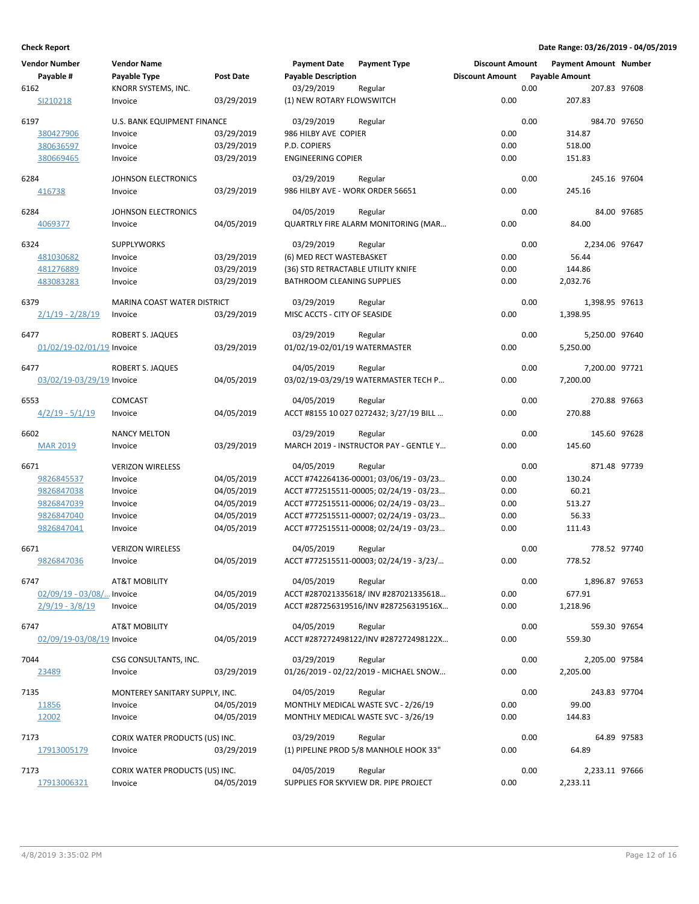**Check Report** Date Range: 03/26/2019 - 04/05/2019

| Vendor Number | Vendor Name | | Payment Date | Payment Type | Discount Amount | Payment Amount | Number |
|---|---|---|---|---|---|---|---|
| Payable # | Payable Type | Post Date | Payable Description | | Discount Amount | Payable Amount | |
| 6162 | KNORR SYSTEMS, INC. | | 03/29/2019 | Regular | 0.00 | 207.83 | 97608 |
| SI210218 | Invoice | 03/29/2019 | (1) NEW ROTARY FLOWSWITCH | | 0.00 | 207.83 | |
| 6197 | U.S. BANK EQUIPMENT FINANCE | | 03/29/2019 | Regular | 0.00 | 984.70 | 97650 |
| 380427906 | Invoice | 03/29/2019 | 986 HILBY AVE COPIER | | 0.00 | 314.87 | |
| 380636597 | Invoice | 03/29/2019 | P.D. COPIERS | | 0.00 | 518.00 | |
| 380669465 | Invoice | 03/29/2019 | ENGINEERING COPIER | | 0.00 | 151.83 | |
| 6284 | JOHNSON ELECTRONICS | | 03/29/2019 | Regular | 0.00 | 245.16 | 97604 |
| 416738 | Invoice | 03/29/2019 | 986 HILBY AVE - WORK ORDER 56651 | | 0.00 | 245.16 | |
| 6284 | JOHNSON ELECTRONICS | | 04/05/2019 | Regular | 0.00 | 84.00 | 97685 |
| 4069377 | Invoice | 04/05/2019 | QUARTRLY FIRE ALARM MONITORING (MAR… | | 0.00 | 84.00 | |
| 6324 | SUPPLYWORKS | | 03/29/2019 | Regular | 0.00 | 2,234.06 | 97647 |
| 481030682 | Invoice | 03/29/2019 | (6) MED RECT WASTEBASKET | | 0.00 | 56.44 | |
| 481276889 | Invoice | 03/29/2019 | (36) STD RETRACTABLE UTILITY KNIFE | | 0.00 | 144.86 | |
| 483083283 | Invoice | 03/29/2019 | BATHROOM CLEANING SUPPLIES | | 0.00 | 2,032.76 | |
| 6379 | MARINA COAST WATER DISTRICT | | 03/29/2019 | Regular | 0.00 | 1,398.95 | 97613 |
| 2/1/19 - 2/28/19 | Invoice | 03/29/2019 | MISC ACCTS - CITY OF SEASIDE | | 0.00 | 1,398.95 | |
| 6477 | ROBERT S. JAQUES | | 03/29/2019 | Regular | 0.00 | 5,250.00 | 97640 |
| 01/02/19-02/01/19 | Invoice | 03/29/2019 | 01/02/19-02/01/19 WATERMASTER | | 0.00 | 5,250.00 | |
| 6477 | ROBERT S. JAQUES | | 04/05/2019 | Regular | 0.00 | 7,200.00 | 97721 |
| 03/02/19-03/29/19 | Invoice | 04/05/2019 | 03/02/19-03/29/19 WATERMASTER TECH P… | | 0.00 | 7,200.00 | |
| 6553 | COMCAST | | 04/05/2019 | Regular | 0.00 | 270.88 | 97663 |
| 4/2/19 - 5/1/19 | Invoice | 04/05/2019 | ACCT #8155 10 027 0272432; 3/27/19 BILL … | | 0.00 | 270.88 | |
| 6602 | NANCY MELTON | | 03/29/2019 | Regular | 0.00 | 145.60 | 97628 |
| MAR 2019 | Invoice | 03/29/2019 | MARCH 2019 - INSTRUCTOR PAY - GENTLE Y… | | 0.00 | 145.60 | |
| 6671 | VERIZON WIRELESS | | 04/05/2019 | Regular | 0.00 | 871.48 | 97739 |
| 9826845537 | Invoice | 04/05/2019 | ACCT #742264136-00001; 03/06/19 - 03/23… | | 0.00 | 130.24 | |
| 9826847038 | Invoice | 04/05/2019 | ACCT #772515511-00005; 02/24/19 - 03/23… | | 0.00 | 60.21 | |
| 9826847039 | Invoice | 04/05/2019 | ACCT #772515511-00006; 02/24/19 - 03/23… | | 0.00 | 513.27 | |
| 9826847040 | Invoice | 04/05/2019 | ACCT #772515511-00007; 02/24/19 - 03/23… | | 0.00 | 56.33 | |
| 9826847041 | Invoice | 04/05/2019 | ACCT #772515511-00008; 02/24/19 - 03/23… | | 0.00 | 111.43 | |
| 6671 | VERIZON WIRELESS | | 04/05/2019 | Regular | 0.00 | 778.52 | 97740 |
| 9826847036 | Invoice | 04/05/2019 | ACCT #772515511-00003; 02/24/19 - 3/23/… | | 0.00 | 778.52 | |
| 6747 | AT&T MOBILITY | | 04/05/2019 | Regular | 0.00 | 1,896.87 | 97653 |
| 02/09/19 - 03/08/… | Invoice | 04/05/2019 | ACCT #287021335618/ INV #287021335618… | | 0.00 | 677.91 | |
| 2/9/19 - 3/8/19 | Invoice | 04/05/2019 | ACCT #287256319516/INV #287256319516X… | | 0.00 | 1,218.96 | |
| 6747 | AT&T MOBILITY | | 04/05/2019 | Regular | 0.00 | 559.30 | 97654 |
| 02/09/19-03/08/19 | Invoice | 04/05/2019 | ACCT #287272498122/INV #287272498122X… | | 0.00 | 559.30 | |
| 7044 | CSG CONSULTANTS, INC. | | 03/29/2019 | Regular | 0.00 | 2,205.00 | 97584 |
| 23489 | Invoice | 03/29/2019 | 01/26/2019 - 02/22/2019 - MICHAEL SNOW… | | 0.00 | 2,205.00 | |
| 7135 | MONTEREY SANITARY SUPPLY, INC. | | 04/05/2019 | Regular | 0.00 | 243.83 | 97704 |
| 11856 | Invoice | 04/05/2019 | MONTHLY MEDICAL WASTE SVC - 2/26/19 | | 0.00 | 99.00 | |
| 12002 | Invoice | 04/05/2019 | MONTHLY MEDICAL WASTE SVC - 3/26/19 | | 0.00 | 144.83 | |
| 7173 | CORIX WATER PRODUCTS (US) INC. | | 03/29/2019 | Regular | 0.00 | 64.89 | 97583 |
| 17913005179 | Invoice | 03/29/2019 | (1) PIPELINE PROD 5/8 MANHOLE HOOK 33" | | 0.00 | 64.89 | |
| 7173 | CORIX WATER PRODUCTS (US) INC. | | 04/05/2019 | Regular | 0.00 | 2,233.11 | 97666 |
| 17913006321 | Invoice | 04/05/2019 | SUPPLIES FOR SKYVIEW DR. PIPE PROJECT | | 0.00 | 2,233.11 | |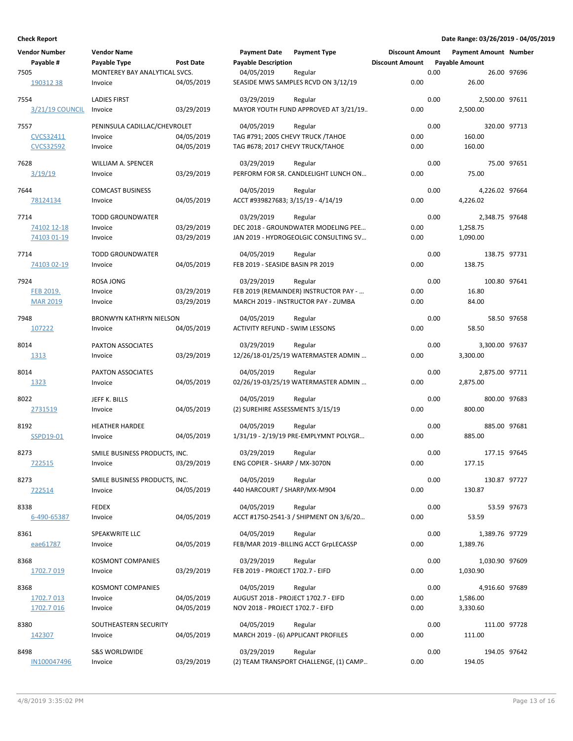**Check Report**

**Date Range: 03/26/2019 - 04/05/2019**

| Vendor Number | Vendor Name | | Payment Date | Payment Type | Discount Amount | Payment Amount | Number |
|---|---|---|---|---|---|---|---|
| Payable # | Payable Type | Post Date | Payable Description | | Discount Amount | Payable Amount | |
| 7505 | MONTEREY BAY ANALYTICAL SVCS. | | 04/05/2019 | Regular | 0.00 | 26.00 | 97696 |
| 190312 38 | Invoice | 04/05/2019 | SEASIDE MWS SAMPLES RCVD ON 3/12/19 | | 0.00 | 26.00 | |
| 7554 | LADIES FIRST | | 03/29/2019 | Regular | 0.00 | 2,500.00 | 97611 |
| 3/21/19 COUNCIL | Invoice | 03/29/2019 | MAYOR YOUTH FUND APPROVED AT 3/21/19.. | | 0.00 | 2,500.00 | |
| 7557 | PENINSULA CADILLAC/CHEVROLET | | 04/05/2019 | Regular | 0.00 | 320.00 | 97713 |
| CVCS32411 | Invoice | 04/05/2019 | TAG #791; 2005 CHEVY TRUCK /TAHOE | | 0.00 | 160.00 | |
| CVCS32592 | Invoice | 04/05/2019 | TAG #678; 2017 CHEVY TRUCK/TAHOE | | 0.00 | 160.00 | |
| 7628 | WILLIAM A. SPENCER | | 03/29/2019 | Regular | 0.00 | 75.00 | 97651 |
| 3/19/19 | Invoice | 03/29/2019 | PERFORM FOR SR. CANDLELIGHT LUNCH ON... | | 0.00 | 75.00 | |
| 7644 | COMCAST BUSINESS | | 04/05/2019 | Regular | 0.00 | 4,226.02 | 97664 |
| 78124134 | Invoice | 04/05/2019 | ACCT #939827683; 3/15/19 - 4/14/19 | | 0.00 | 4,226.02 | |
| 7714 | TODD GROUNDWATER | | 03/29/2019 | Regular | 0.00 | 2,348.75 | 97648 |
| 74102 12-18 | Invoice | 03/29/2019 | DEC 2018 - GROUNDWATER MODELING PEE... | | 0.00 | 1,258.75 | |
| 74103 01-19 | Invoice | 03/29/2019 | JAN 2019 - HYDROGEOLGIC CONSULTING SV... | | 0.00 | 1,090.00 | |
| 7714 | TODD GROUNDWATER | | 04/05/2019 | Regular | 0.00 | 138.75 | 97731 |
| 74103 02-19 | Invoice | 04/05/2019 | FEB 2019 - SEASIDE BASIN PR 2019 | | 0.00 | 138.75 | |
| 7924 | ROSA JONG | | 03/29/2019 | Regular | 0.00 | 100.80 | 97641 |
| FEB 2019. | Invoice | 03/29/2019 | FEB 2019 (REMAINDER) INSTRUCTOR PAY - ... | | 0.00 | 16.80 | |
| MAR 2019 | Invoice | 03/29/2019 | MARCH 2019 - INSTRUCTOR PAY - ZUMBA | | 0.00 | 84.00 | |
| 7948 | BRONWYN KATHRYN NIELSON | | 04/05/2019 | Regular | 0.00 | 58.50 | 97658 |
| 107222 | Invoice | 04/05/2019 | ACTIVITY REFUND - SWIM LESSONS | | 0.00 | 58.50 | |
| 8014 | PAXTON ASSOCIATES | | 03/29/2019 | Regular | 0.00 | 3,300.00 | 97637 |
| 1313 | Invoice | 03/29/2019 | 12/26/18-01/25/19 WATERMASTER ADMIN ... | | 0.00 | 3,300.00 | |
| 8014 | PAXTON ASSOCIATES | | 04/05/2019 | Regular | 0.00 | 2,875.00 | 97711 |
| 1323 | Invoice | 04/05/2019 | 02/26/19-03/25/19 WATERMASTER ADMIN ... | | 0.00 | 2,875.00 | |
| 8022 | JEFF K. BILLS | | 04/05/2019 | Regular | 0.00 | 800.00 | 97683 |
| 2731519 | Invoice | 04/05/2019 | (2) SUREHIRE ASSESSMENTS 3/15/19 | | 0.00 | 800.00 | |
| 8192 | HEATHER HARDEE | | 04/05/2019 | Regular | 0.00 | 885.00 | 97681 |
| SSPD19-01 | Invoice | 04/05/2019 | 1/31/19 - 2/19/19 PRE-EMPLYMNT POLYGR... | | 0.00 | 885.00 | |
| 8273 | SMILE BUSINESS PRODUCTS, INC. | | 03/29/2019 | Regular | 0.00 | 177.15 | 97645 |
| 722515 | Invoice | 03/29/2019 | ENG COPIER - SHARP / MX-3070N | | 0.00 | 177.15 | |
| 8273 | SMILE BUSINESS PRODUCTS, INC. | | 04/05/2019 | Regular | 0.00 | 130.87 | 97727 |
| 722514 | Invoice | 04/05/2019 | 440 HARCOURT / SHARP/MX-M904 | | 0.00 | 130.87 | |
| 8338 | FEDEX | | 04/05/2019 | Regular | 0.00 | 53.59 | 97673 |
| 6-490-65387 | Invoice | 04/05/2019 | ACCT #1750-2541-3 / SHIPMENT ON 3/6/20... | | 0.00 | 53.59 | |
| 8361 | SPEAKWRITE LLC | | 04/05/2019 | Regular | 0.00 | 1,389.76 | 97729 |
| eae61787 | Invoice | 04/05/2019 | FEB/MAR 2019 -BILLING ACCT GrpLECASSP | | 0.00 | 1,389.76 | |
| 8368 | KOSMONT COMPANIES | | 03/29/2019 | Regular | 0.00 | 1,030.90 | 97609 |
| 1702.7 019 | Invoice | 03/29/2019 | FEB 2019 - PROJECT 1702.7 - EIFD | | 0.00 | 1,030.90 | |
| 8368 | KOSMONT COMPANIES | | 04/05/2019 | Regular | 0.00 | 4,916.60 | 97689 |
| 1702.7 013 | Invoice | 04/05/2019 | AUGUST 2018 - PROJECT 1702.7 - EIFD | | 0.00 | 1,586.00 | |
| 1702.7 016 | Invoice | 04/05/2019 | NOV 2018 - PROJECT 1702.7 - EIFD | | 0.00 | 3,330.60 | |
| 8380 | SOUTHEASTERN SECURITY | | 04/05/2019 | Regular | 0.00 | 111.00 | 97728 |
| 142307 | Invoice | 04/05/2019 | MARCH 2019 - (6) APPLICANT PROFILES | | 0.00 | 111.00 | |
| 8498 | S&S WORLDWIDE | | 03/29/2019 | Regular | 0.00 | 194.05 | 97642 |
| IN100047496 | Invoice | 03/29/2019 | (2) TEAM TRANSPORT CHALLENGE, (1) CAMP... | | 0.00 | 194.05 | |

4/8/2019 3:35:02 PM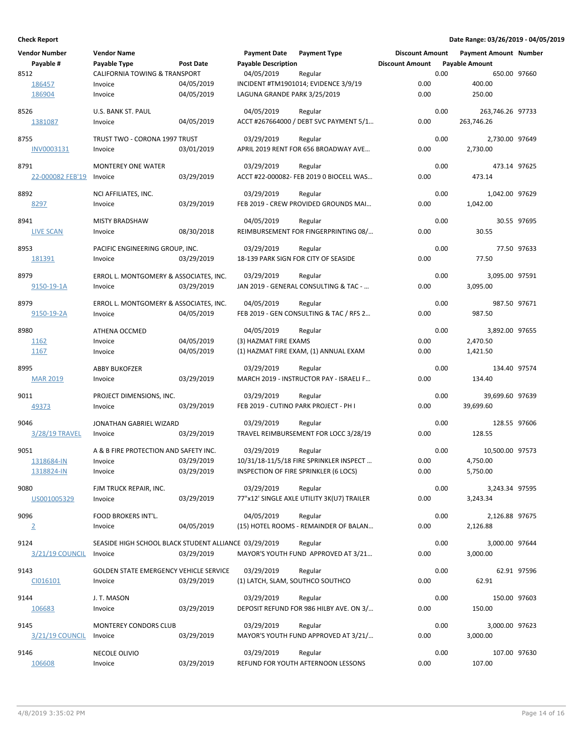**Check Report** — Date Range: 03/26/2019 - 04/05/2019

| Vendor Number | Vendor Name | | Payment Date | Payment Type | Discount Amount | Payment Amount | Number |
|---|---|---|---|---|---|---|---|
| Payable # | Payable Type | Post Date | Payable Description | | Discount Amount | Payable Amount | |
| 8512 | CALIFORNIA TOWING & TRANSPORT | | 04/05/2019 | Regular | 0.00 | 650.00 | 97660 |
| 186457 | Invoice | 04/05/2019 | INCIDENT #TM1901014; EVIDENCE 3/9/19 | | 0.00 | 400.00 | |
| 186904 | Invoice | 04/05/2019 | LAGUNA GRANDE PARK 3/25/2019 | | 0.00 | 250.00 | |
| 8526 | U.S. BANK ST. PAUL | | 04/05/2019 | Regular | 0.00 | 263,746.26 | 97733 |
| 1381087 | Invoice | 04/05/2019 | ACCT #267664000 / DEBT SVC PAYMENT 5/1... | | 0.00 | 263,746.26 | |
| 8755 | TRUST TWO - CORONA 1997 TRUST | | 03/29/2019 | Regular | 0.00 | 2,730.00 | 97649 |
| INV0003131 | Invoice | 03/01/2019 | APRIL 2019 RENT FOR 656 BROADWAY AVE... | | 0.00 | 2,730.00 | |
| 8791 | MONTEREY ONE WATER | | 03/29/2019 | Regular | 0.00 | 473.14 | 97625 |
| 22-000082 FEB'19 | Invoice | 03/29/2019 | ACCT #22-000082- FEB 2019 0 BIOCELL WAS... | | 0.00 | 473.14 | |
| 8892 | NCI AFFILIATES, INC. | | 03/29/2019 | Regular | 0.00 | 1,042.00 | 97629 |
| 8297 | Invoice | 03/29/2019 | FEB 2019 - CREW PROVIDED GROUNDS MAI... | | 0.00 | 1,042.00 | |
| 8941 | MISTY BRADSHAW | | 04/05/2019 | Regular | 0.00 | 30.55 | 97695 |
| LIVE SCAN | Invoice | 08/30/2018 | REIMBURSEMENT FOR FINGERPRINTING 08/... | | 0.00 | 30.55 | |
| 8953 | PACIFIC ENGINEERING GROUP, INC. | | 03/29/2019 | Regular | 0.00 | 77.50 | 97633 |
| 181391 | Invoice | 03/29/2019 | 18-139 PARK SIGN FOR CITY OF SEASIDE | | 0.00 | 77.50 | |
| 8979 | ERROL L. MONTGOMERY & ASSOCIATES, INC. | | 03/29/2019 | Regular | 0.00 | 3,095.00 | 97591 |
| 9150-19-1A | Invoice | 03/29/2019 | JAN 2019 - GENERAL CONSULTING & TAC - ... | | 0.00 | 3,095.00 | |
| 8979 | ERROL L. MONTGOMERY & ASSOCIATES, INC. | | 04/05/2019 | Regular | 0.00 | 987.50 | 97671 |
| 9150-19-2A | Invoice | 04/05/2019 | FEB 2019 - GEN CONSULTING & TAC / RFS 2... | | 0.00 | 987.50 | |
| 8980 | ATHENA OCCMED | | 04/05/2019 | Regular | 0.00 | 3,892.00 | 97655 |
| 1162 | Invoice | 04/05/2019 | (3) HAZMAT FIRE EXAMS | | 0.00 | 2,470.50 | |
| 1167 | Invoice | 04/05/2019 | (1) HAZMAT FIRE EXAM, (1) ANNUAL EXAM | | 0.00 | 1,421.50 | |
| 8995 | ABBY BUKOFZER | | 03/29/2019 | Regular | 0.00 | 134.40 | 97574 |
| MAR 2019 | Invoice | 03/29/2019 | MARCH 2019 - INSTRUCTOR PAY - ISRAELI F... | | 0.00 | 134.40 | |
| 9011 | PROJECT DIMENSIONS, INC. | | 03/29/2019 | Regular | 0.00 | 39,699.60 | 97639 |
| 49373 | Invoice | 03/29/2019 | FEB 2019 - CUTINO PARK PROJECT - PH I | | 0.00 | 39,699.60 | |
| 9046 | JONATHAN GABRIEL WIZARD | | 03/29/2019 | Regular | 0.00 | 128.55 | 97606 |
| 3/28/19 TRAVEL | Invoice | 03/29/2019 | TRAVEL REIMBURSEMENT FOR LOCC 3/28/19 | | 0.00 | 128.55 | |
| 9051 | A & B FIRE PROTECTION AND SAFETY INC. | | 03/29/2019 | Regular | 0.00 | 10,500.00 | 97573 |
| 1318684-IN | Invoice | 03/29/2019 | 10/31/18-11/5/18 FIRE SPRINKLER INSPECT ... | | 0.00 | 4,750.00 | |
| 1318824-IN | Invoice | 03/29/2019 | INSPECTION OF FIRE SPRINKLER (6 LOCS) | | 0.00 | 5,750.00 | |
| 9080 | FJM TRUCK REPAIR, INC. | | 03/29/2019 | Regular | 0.00 | 3,243.34 | 97595 |
| US001005329 | Invoice | 03/29/2019 | 77"x12' SINGLE AXLE UTILITY 3K(U7) TRAILER | | 0.00 | 3,243.34 | |
| 9096 | FOOD BROKERS INT'L. | | 04/05/2019 | Regular | 0.00 | 2,126.88 | 97675 |
| 2 | Invoice | 04/05/2019 | (15) HOTEL ROOMS - REMAINDER OF BALAN... | | 0.00 | 2,126.88 | |
| 9124 | SEASIDE HIGH SCHOOL BLACK STUDENT ALLIANCE | | 03/29/2019 | Regular | 0.00 | 3,000.00 | 97644 |
| 3/21/19 COUNCIL | Invoice | 03/29/2019 | MAYOR'S YOUTH FUND APPROVED AT 3/21... | | 0.00 | 3,000.00 | |
| 9143 | GOLDEN STATE EMERGENCY VEHICLE SERVICE | | 03/29/2019 | Regular | 0.00 | 62.91 | 97596 |
| CI016101 | Invoice | 03/29/2019 | (1) LATCH, SLAM, SOUTHCO SOUTHCO | | 0.00 | 62.91 | |
| 9144 | J. T. MASON | | 03/29/2019 | Regular | 0.00 | 150.00 | 97603 |
| 106683 | Invoice | 03/29/2019 | DEPOSIT REFUND FOR 986 HILBY AVE. ON 3/... | | 0.00 | 150.00 | |
| 9145 | MONTEREY CONDORS CLUB | | 03/29/2019 | Regular | 0.00 | 3,000.00 | 97623 |
| 3/21/19 COUNCIL | Invoice | 03/29/2019 | MAYOR'S YOUTH FUND APPROVED AT 3/21/... | | 0.00 | 3,000.00 | |
| 9146 | NECOLE OLIVIO | | 03/29/2019 | Regular | 0.00 | 107.00 | 97630 |
| 106608 | Invoice | 03/29/2019 | REFUND FOR YOUTH AFTERNOON LESSONS | | 0.00 | 107.00 | |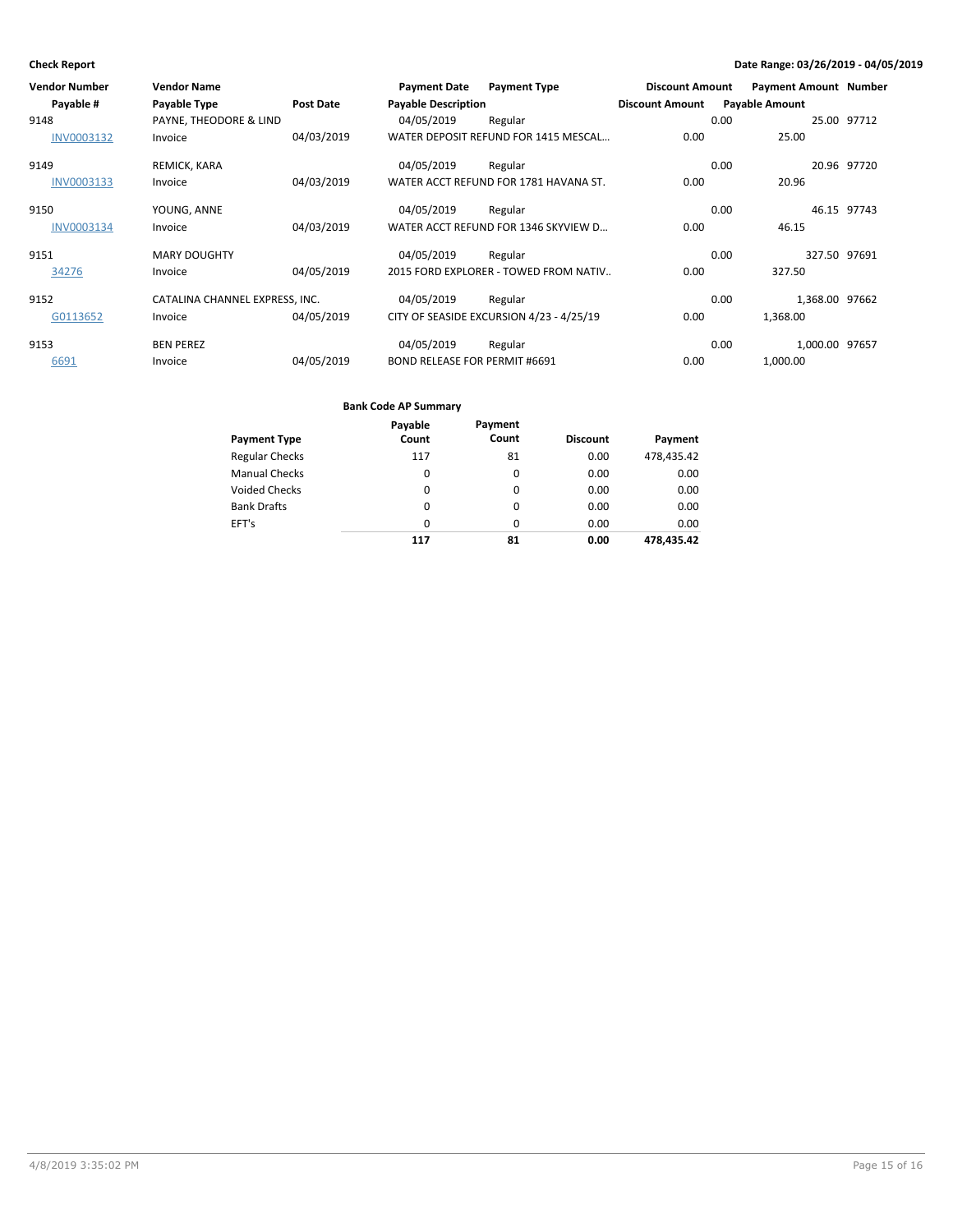**Check Report** — **Date Range: 03/26/2019 - 04/05/2019**

| Vendor Number | Vendor Name | | Payment Date | Payment Type | Discount Amount | Payment Amount | Number |
|---|---|---|---|---|---|---|---|
| Payable # | Payable Type | Post Date | Payable Description | | Discount Amount | Payable Amount | |
| 9148 | PAYNE, THEODORE & LIND | | 04/05/2019 | Regular | 0.00 | 25.00 | 97712 |
| INV0003132 | Invoice | 04/03/2019 | WATER DEPOSIT REFUND FOR 1415 MESCAL... | | 0.00 | 25.00 | |
| 9149 | REMICK, KARA | | 04/05/2019 | Regular | 0.00 | 20.96 | 97720 |
| INV0003133 | Invoice | 04/03/2019 | WATER ACCT REFUND FOR 1781 HAVANA ST. | | 0.00 | 20.96 | |
| 9150 | YOUNG, ANNE | | 04/05/2019 | Regular | 0.00 | 46.15 | 97743 |
| INV0003134 | Invoice | 04/03/2019 | WATER ACCT REFUND FOR 1346 SKYVIEW D... | | 0.00 | 46.15 | |
| 9151 | MARY DOUGHTY | | 04/05/2019 | Regular | 0.00 | 327.50 | 97691 |
| 34276 | Invoice | 04/05/2019 | 2015 FORD EXPLORER - TOWED FROM NATIV.. | | 0.00 | 327.50 | |
| 9152 | CATALINA CHANNEL EXPRESS, INC. | | 04/05/2019 | Regular | 0.00 | 1,368.00 | 97662 |
| G0113652 | Invoice | 04/05/2019 | CITY OF SEASIDE EXCURSION 4/23 - 4/25/19 | | 0.00 | 1,368.00 | |
| 9153 | BEN PEREZ | | 04/05/2019 | Regular | 0.00 | 1,000.00 | 97657 |
| 6691 | Invoice | 04/05/2019 | BOND RELEASE FOR PERMIT #6691 | | 0.00 | 1,000.00 | |

**Bank Code AP Summary**

| Payment Type | Payable Count | Payment Count | Discount | Payment |
|---|---|---|---|---|
| Regular Checks | 117 | 81 | 0.00 | 478,435.42 |
| Manual Checks | 0 | 0 | 0.00 | 0.00 |
| Voided Checks | 0 | 0 | 0.00 | 0.00 |
| Bank Drafts | 0 | 0 | 0.00 | 0.00 |
| EFT's | 0 | 0 | 0.00 | 0.00 |
| | **117** | **81** | **0.00** | **478,435.42** |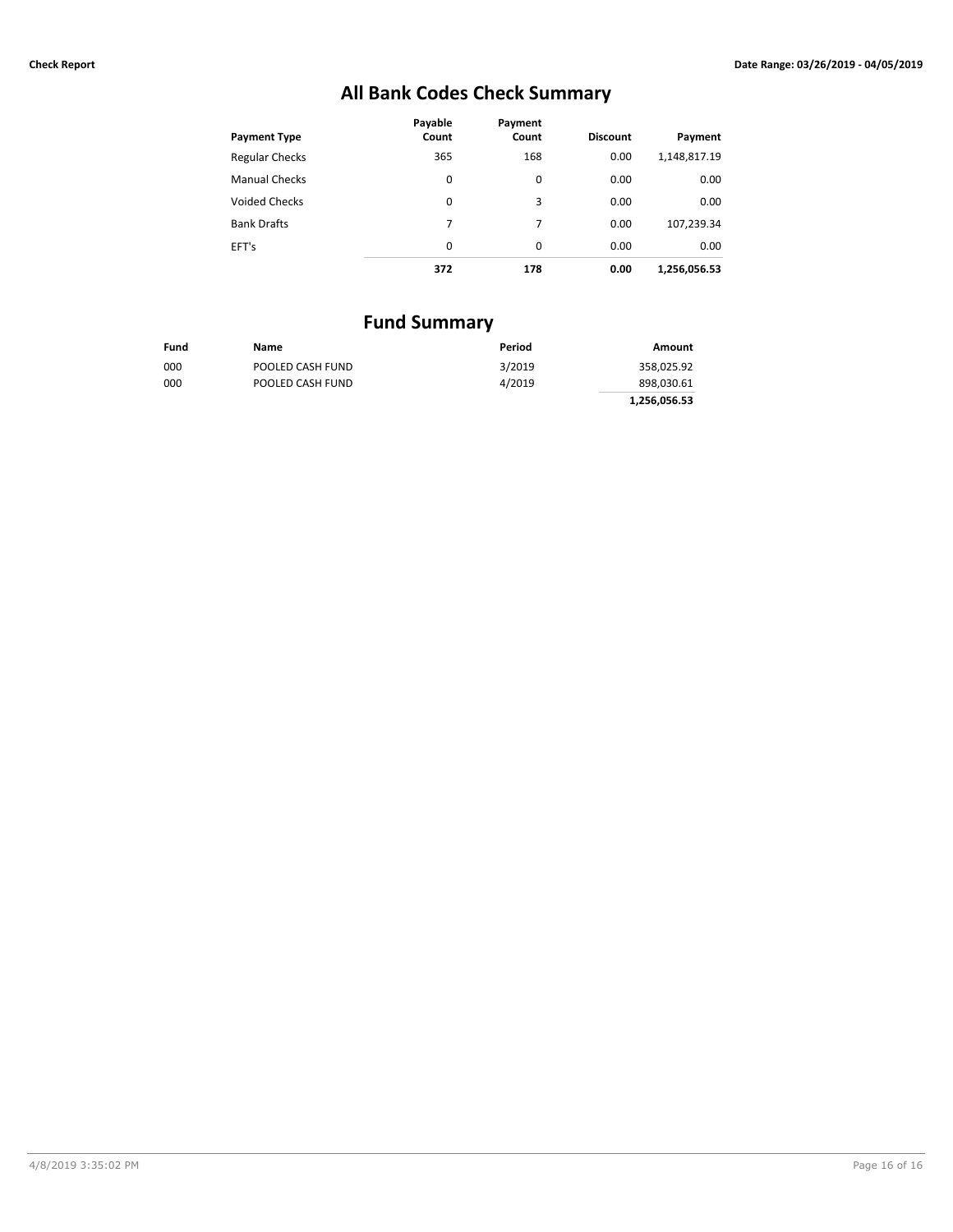## All Bank Codes Check Summary

| Payment Type | Payable Count | Payment Count | Discount | Payment |
|---|---|---|---|---|
| Regular Checks | 365 | 168 | 0.00 | 1,148,817.19 |
| Manual Checks | 0 | 0 | 0.00 | 0.00 |
| Voided Checks | 0 | 3 | 0.00 | 0.00 |
| Bank Drafts | 7 | 7 | 0.00 | 107,239.34 |
| EFT's | 0 | 0 | 0.00 | 0.00 |
| | **372** | **178** | **0.00** | **1,256,056.53** |

## Fund Summary

| Fund | Name | Period | Amount |
|---|---|---|---|
| 000 | POOLED CASH FUND | 3/2019 | 358,025.92 |
| 000 | POOLED CASH FUND | 4/2019 | 898,030.61 |
| | | | **1,256,056.53** |